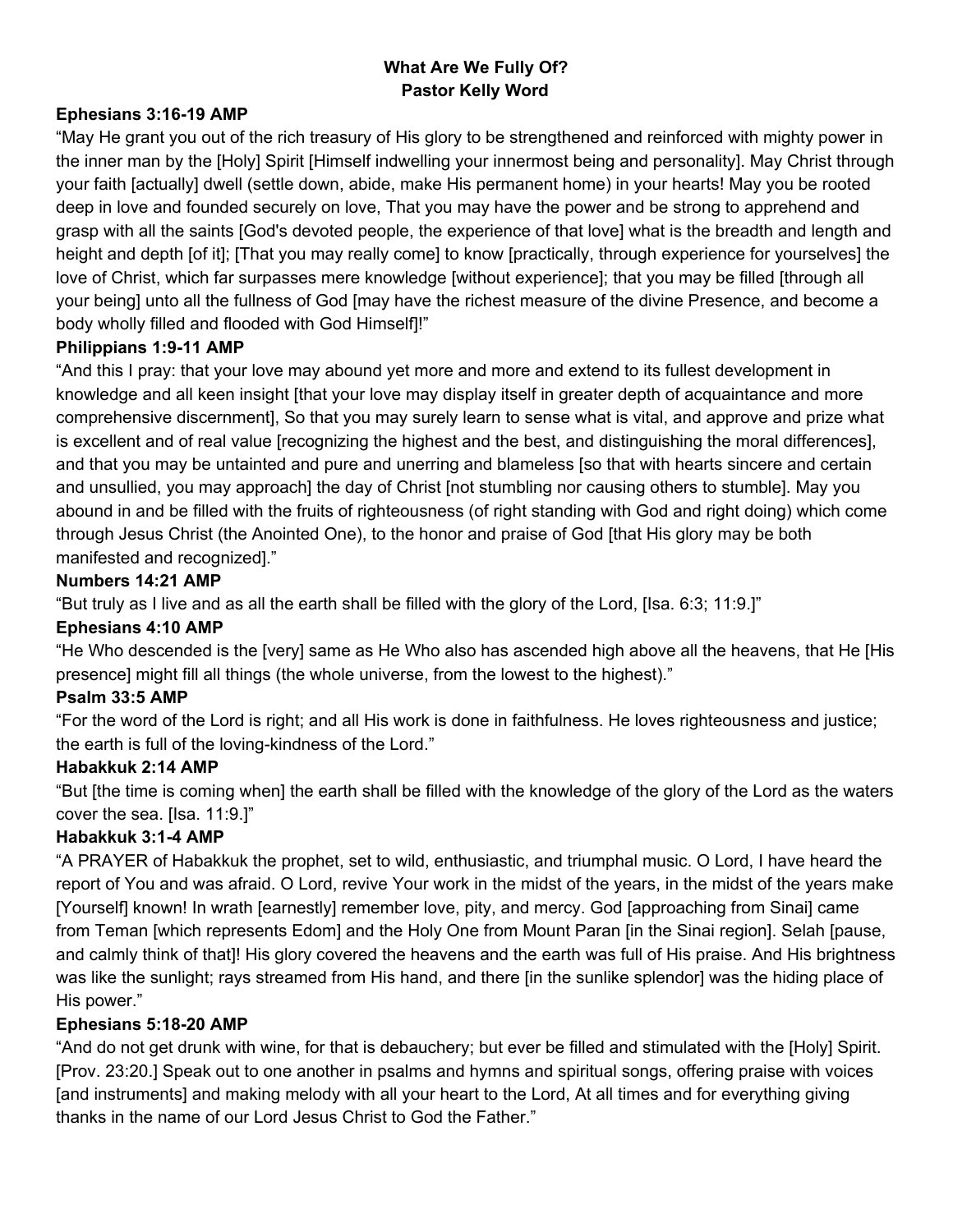**What Are We Fully Of?**
**Pastor Kelly Word**

**Ephesians 3:16-19 AMP**

"May He grant you out of the rich treasury of His glory to be strengthened and reinforced with mighty power in the inner man by the [Holy] Spirit [Himself indwelling your innermost being and personality]. May Christ through your faith [actually] dwell (settle down, abide, make His permanent home) in your hearts! May you be rooted deep in love and founded securely on love, That you may have the power and be strong to apprehend and grasp with all the saints [God's devoted people, the experience of that love] what is the breadth and length and height and depth [of it]; [That you may really come] to know [practically, through experience for yourselves] the love of Christ, which far surpasses mere knowledge [without experience]; that you may be filled [through all your being] unto all the fullness of God [may have the richest measure of the divine Presence, and become a body wholly filled and flooded with God Himself]!"

**Philippians 1:9-11 AMP**

"And this I pray: that your love may abound yet more and more and extend to its fullest development in knowledge and all keen insight [that your love may display itself in greater depth of acquaintance and more comprehensive discernment], So that you may surely learn to sense what is vital, and approve and prize what is excellent and of real value [recognizing the highest and the best, and distinguishing the moral differences], and that you may be untainted and pure and unerring and blameless [so that with hearts sincere and certain and unsullied, you may approach] the day of Christ [not stumbling nor causing others to stumble]. May you abound in and be filled with the fruits of righteousness (of right standing with God and right doing) which come through Jesus Christ (the Anointed One), to the honor and praise of God [that His glory may be both manifested and recognized]."

**Numbers 14:21 AMP**

"But truly as I live and as all the earth shall be filled with the glory of the Lord, [Isa. 6:3; 11:9.]"

**Ephesians 4:10 AMP**

"He Who descended is the [very] same as He Who also has ascended high above all the heavens, that He [His presence] might fill all things (the whole universe, from the lowest to the highest)."

**Psalm 33:5 AMP**

"For the word of the Lord is right; and all His work is done in faithfulness. He loves righteousness and justice; the earth is full of the loving-kindness of the Lord."

**Habakkuk 2:14 AMP**

"But [the time is coming when] the earth shall be filled with the knowledge of the glory of the Lord as the waters cover the sea. [Isa. 11:9.]"

**Habakkuk 3:1-4 AMP**

"A PRAYER of Habakkuk the prophet, set to wild, enthusiastic, and triumphal music. O Lord, I have heard the report of You and was afraid. O Lord, revive Your work in the midst of the years, in the midst of the years make [Yourself] known! In wrath [earnestly] remember love, pity, and mercy. God [approaching from Sinai] came from Teman [which represents Edom] and the Holy One from Mount Paran [in the Sinai region]. Selah [pause, and calmly think of that]! His glory covered the heavens and the earth was full of His praise. And His brightness was like the sunlight; rays streamed from His hand, and there [in the sunlike splendor] was the hiding place of His power."

**Ephesians 5:18-20 AMP**

"And do not get drunk with wine, for that is debauchery; but ever be filled and stimulated with the [Holy] Spirit. [Prov. 23:20.] Speak out to one another in psalms and hymns and spiritual songs, offering praise with voices [and instruments] and making melody with all your heart to the Lord, At all times and for everything giving thanks in the name of our Lord Jesus Christ to God the Father."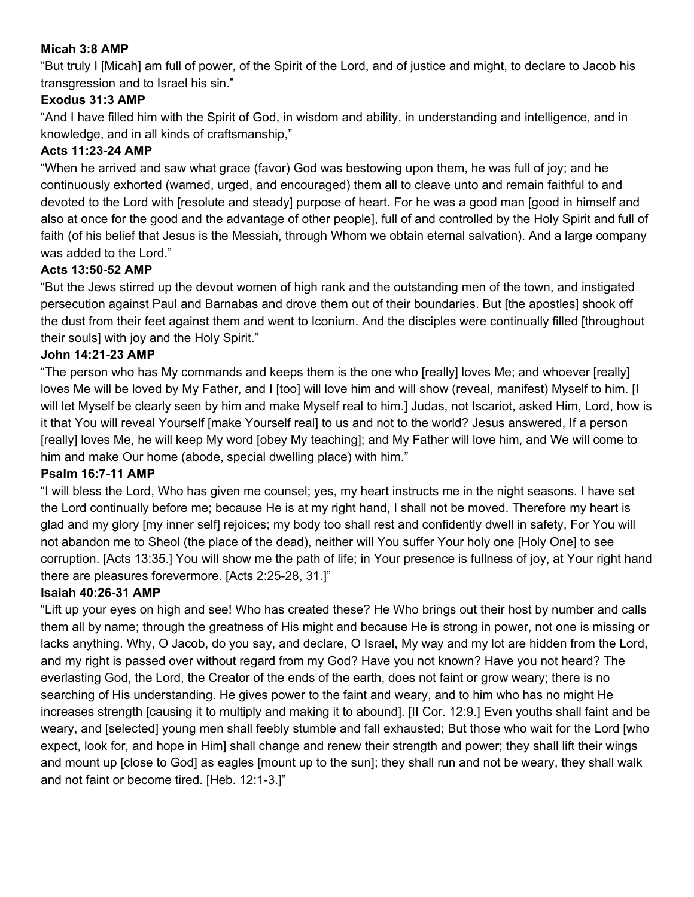**Micah 3:8 AMP**

“But truly I [Micah] am full of power, of the Spirit of the Lord, and of justice and might, to declare to Jacob his transgression and to Israel his sin.”

**Exodus 31:3 AMP**

“And I have filled him with the Spirit of God, in wisdom and ability, in understanding and intelligence, and in knowledge, and in all kinds of craftsmanship,”

**Acts 11:23-24 AMP**

“When he arrived and saw what grace (favor) God was bestowing upon them, he was full of joy; and he continuously exhorted (warned, urged, and encouraged) them all to cleave unto and remain faithful to and devoted to the Lord with [resolute and steady] purpose of heart. For he was a good man [good in himself and also at once for the good and the advantage of other people], full of and controlled by the Holy Spirit and full of faith (of his belief that Jesus is the Messiah, through Whom we obtain eternal salvation). And a large company was added to the Lord.”

**Acts 13:50-52 AMP**

“But the Jews stirred up the devout women of high rank and the outstanding men of the town, and instigated persecution against Paul and Barnabas and drove them out of their boundaries. But [the apostles] shook off the dust from their feet against them and went to Iconium. And the disciples were continually filled [throughout their souls] with joy and the Holy Spirit.”

**John 14:21-23 AMP**

“The person who has My commands and keeps them is the one who [really] loves Me; and whoever [really] loves Me will be loved by My Father, and I [too] will love him and will show (reveal, manifest) Myself to him. [I will let Myself be clearly seen by him and make Myself real to him.] Judas, not Iscariot, asked Him, Lord, how is it that You will reveal Yourself [make Yourself real] to us and not to the world? Jesus answered, If a person [really] loves Me, he will keep My word [obey My teaching]; and My Father will love him, and We will come to him and make Our home (abode, special dwelling place) with him.”

**Psalm 16:7-11 AMP**

“I will bless the Lord, Who has given me counsel; yes, my heart instructs me in the night seasons. I have set the Lord continually before me; because He is at my right hand, I shall not be moved. Therefore my heart is glad and my glory [my inner self] rejoices; my body too shall rest and confidently dwell in safety, For You will not abandon me to Sheol (the place of the dead), neither will You suffer Your holy one [Holy One] to see corruption. [Acts 13:35.] You will show me the path of life; in Your presence is fullness of joy, at Your right hand there are pleasures forevermore. [Acts 2:25-28, 31.]”

**Isaiah 40:26-31 AMP**

“Lift up your eyes on high and see! Who has created these? He Who brings out their host by number and calls them all by name; through the greatness of His might and because He is strong in power, not one is missing or lacks anything. Why, O Jacob, do you say, and declare, O Israel, My way and my lot are hidden from the Lord, and my right is passed over without regard from my God? Have you not known? Have you not heard? The everlasting God, the Lord, the Creator of the ends of the earth, does not faint or grow weary; there is no searching of His understanding. He gives power to the faint and weary, and to him who has no might He increases strength [causing it to multiply and making it to abound]. [II Cor. 12:9.] Even youths shall faint and be weary, and [selected] young men shall feebly stumble and fall exhausted; But those who wait for the Lord [who expect, look for, and hope in Him] shall change and renew their strength and power; they shall lift their wings and mount up [close to God] as eagles [mount up to the sun]; they shall run and not be weary, they shall walk and not faint or become tired. [Heb. 12:1-3.]”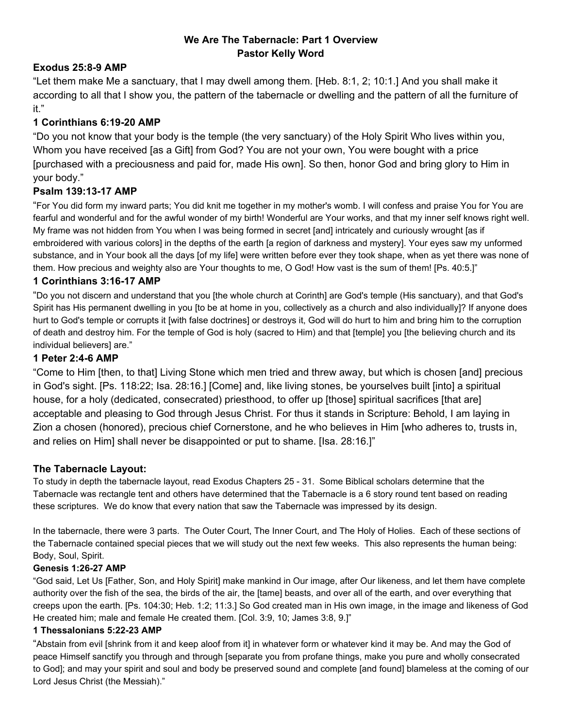**We Are The Tabernacle: Part 1 Overview**
**Pastor Kelly Word**

### Exodus 25:8-9 AMP

“Let them make Me a sanctuary, that I may dwell among them. [Heb. 8:1, 2; 10:1.] And you shall make it according to all that I show you, the pattern of the tabernacle or dwelling and the pattern of all the furniture of it.”

### 1 Corinthians 6:19-20 AMP

“Do you not know that your body is the temple (the very sanctuary) of the Holy Spirit Who lives within you, Whom you have received [as a Gift] from God? You are not your own, You were bought with a price [purchased with a preciousness and paid for, made His own]. So then, honor God and bring glory to Him in your body.”

### Psalm 139:13-17 AMP

“For You did form my inward parts; You did knit me together in my mother's womb. I will confess and praise You for You are fearful and wonderful and for the awful wonder of my birth! Wonderful are Your works, and that my inner self knows right well. My frame was not hidden from You when I was being formed in secret [and] intricately and curiously wrought [as if embroidered with various colors] in the depths of the earth [a region of darkness and mystery]. Your eyes saw my unformed substance, and in Your book all the days [of my life] were written before ever they took shape, when as yet there was none of them. How precious and weighty also are Your thoughts to me, O God! How vast is the sum of them! [Ps. 40:5.]”

### 1 Corinthians 3:16-17 AMP

“Do you not discern and understand that you [the whole church at Corinth] are God's temple (His sanctuary), and that God's Spirit has His permanent dwelling in you [to be at home in you, collectively as a church and also individually]? If anyone does hurt to God's temple or corrupts it [with false doctrines] or destroys it, God will do hurt to him and bring him to the corruption of death and destroy him. For the temple of God is holy (sacred to Him) and that [temple] you [the believing church and its individual believers] are.”

### 1 Peter 2:4-6 AMP

“Come to Him [then, to that] Living Stone which men tried and threw away, but which is chosen [and] precious in God's sight. [Ps. 118:22; Isa. 28:16.] [Come] and, like living stones, be yourselves built [into] a spiritual house, for a holy (dedicated, consecrated) priesthood, to offer up [those] spiritual sacrifices [that are] acceptable and pleasing to God through Jesus Christ. For thus it stands in Scripture: Behold, I am laying in Zion a chosen (honored), precious chief Cornerstone, and he who believes in Him [who adheres to, trusts in, and relies on Him] shall never be disappointed or put to shame. [Isa. 28:16.]”

### The Tabernacle Layout:

To study in depth the tabernacle layout, read Exodus Chapters 25 - 31. Some Biblical scholars determine that the Tabernacle was rectangle tent and others have determined that the Tabernacle is a 6 story round tent based on reading these scriptures. We do know that every nation that saw the Tabernacle was impressed by its design.

In the tabernacle, there were 3 parts. The Outer Court, The Inner Court, and The Holy of Holies. Each of these sections of the Tabernacle contained special pieces that we will study out the next few weeks. This also represents the human being: Body, Soul, Spirit.

#### Genesis 1:26-27 AMP

“God said, Let Us [Father, Son, and Holy Spirit] make mankind in Our image, after Our likeness, and let them have complete authority over the fish of the sea, the birds of the air, the [tame] beasts, and over all of the earth, and over everything that creeps upon the earth. [Ps. 104:30; Heb. 1:2; 11:3.] So God created man in His own image, in the image and likeness of God He created him; male and female He created them. [Col. 3:9, 10; James 3:8, 9.]”

#### 1 Thessalonians 5:22-23 AMP

“Abstain from evil [shrink from it and keep aloof from it] in whatever form or whatever kind it may be. And may the God of peace Himself sanctify you through and through [separate you from profane things, make you pure and wholly consecrated to God]; and may your spirit and soul and body be preserved sound and complete [and found] blameless at the coming of our Lord Jesus Christ (the Messiah).”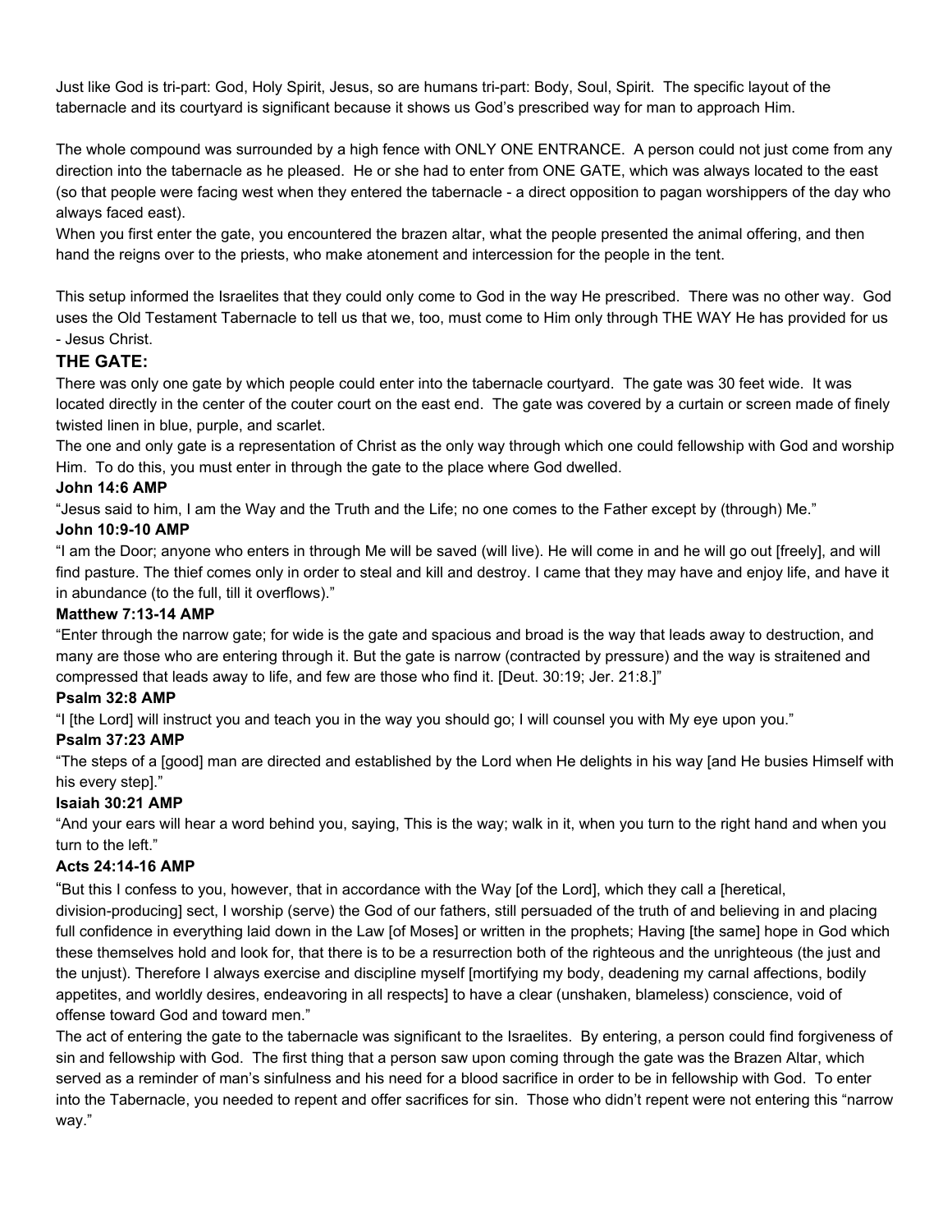Just like God is tri-part: God, Holy Spirit, Jesus, so are humans tri-part: Body, Soul, Spirit. The specific layout of the tabernacle and its courtyard is significant because it shows us God's prescribed way for man to approach Him.

The whole compound was surrounded by a high fence with ONLY ONE ENTRANCE. A person could not just come from any direction into the tabernacle as he pleased. He or she had to enter from ONE GATE, which was always located to the east (so that people were facing west when they entered the tabernacle - a direct opposition to pagan worshippers of the day who always faced east).

When you first enter the gate, you encountered the brazen altar, what the people presented the animal offering, and then hand the reigns over to the priests, who make atonement and intercession for the people in the tent.

This setup informed the Israelites that they could only come to God in the way He prescribed. There was no other way. God uses the Old Testament Tabernacle to tell us that we, too, must come to Him only through THE WAY He has provided for us - Jesus Christ.

## THE GATE:

There was only one gate by which people could enter into the tabernacle courtyard. The gate was 30 feet wide. It was located directly in the center of the couter court on the east end. The gate was covered by a curtain or screen made of finely twisted linen in blue, purple, and scarlet.

The one and only gate is a representation of Christ as the only way through which one could fellowship with God and worship Him. To do this, you must enter in through the gate to the place where God dwelled.

**John 14:6 AMP**

"Jesus said to him, I am the Way and the Truth and the Life; no one comes to the Father except by (through) Me."

**John 10:9-10 AMP**

"I am the Door; anyone who enters in through Me will be saved (will live). He will come in and he will go out [freely], and will find pasture. The thief comes only in order to steal and kill and destroy. I came that they may have and enjoy life, and have it in abundance (to the full, till it overflows)."

**Matthew 7:13-14 AMP**

"Enter through the narrow gate; for wide is the gate and spacious and broad is the way that leads away to destruction, and many are those who are entering through it. But the gate is narrow (contracted by pressure) and the way is straitened and compressed that leads away to life, and few are those who find it. [Deut. 30:19; Jer. 21:8.]"

**Psalm 32:8 AMP**

"I [the Lord] will instruct you and teach you in the way you should go; I will counsel you with My eye upon you."

**Psalm 37:23 AMP**

"The steps of a [good] man are directed and established by the Lord when He delights in his way [and He busies Himself with his every step]."

**Isaiah 30:21 AMP**

"And your ears will hear a word behind you, saying, This is the way; walk in it, when you turn to the right hand and when you turn to the left."

**Acts 24:14-16 AMP**

"But this I confess to you, however, that in accordance with the Way [of the Lord], which they call a [heretical, division-producing] sect, I worship (serve) the God of our fathers, still persuaded of the truth of and believing in and placing full confidence in everything laid down in the Law [of Moses] or written in the prophets; Having [the same] hope in God which these themselves hold and look for, that there is to be a resurrection both of the righteous and the unrighteous (the just and the unjust). Therefore I always exercise and discipline myself [mortifying my body, deadening my carnal affections, bodily appetites, and worldly desires, endeavoring in all respects] to have a clear (unshaken, blameless) conscience, void of offense toward God and toward men."

The act of entering the gate to the tabernacle was significant to the Israelites. By entering, a person could find forgiveness of sin and fellowship with God. The first thing that a person saw upon coming through the gate was the Brazen Altar, which served as a reminder of man's sinfulness and his need for a blood sacrifice in order to be in fellowship with God. To enter into the Tabernacle, you needed to repent and offer sacrifices for sin. Those who didn't repent were not entering this "narrow way."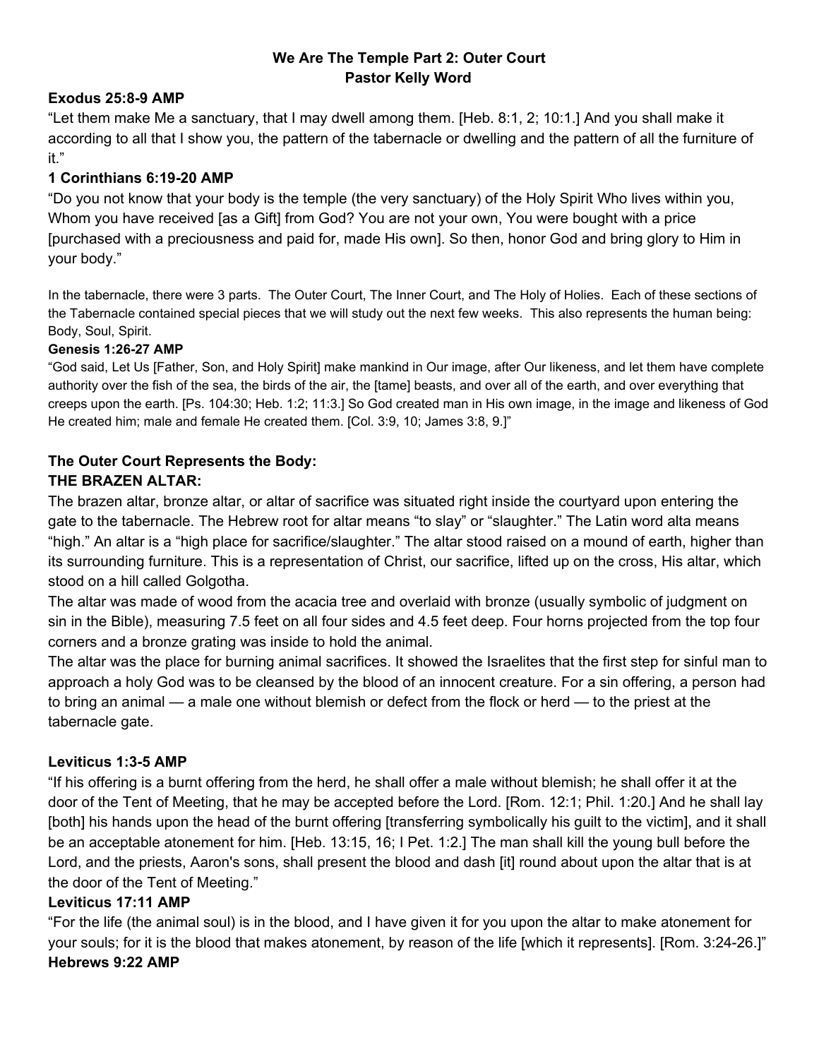**We Are The Temple Part 2: Outer Court**
**Pastor Kelly Word**

**Exodus 25:8-9 AMP**

"Let them make Me a sanctuary, that I may dwell among them. [Heb. 8:1, 2; 10:1.] And you shall make it according to all that I show you, the pattern of the tabernacle or dwelling and the pattern of all the furniture of it."

**1 Corinthians 6:19-20 AMP**

"Do you not know that your body is the temple (the very sanctuary) of the Holy Spirit Who lives within you, Whom you have received [as a Gift] from God? You are not your own, You were bought with a price [purchased with a preciousness and paid for, made His own]. So then, honor God and bring glory to Him in your body."

In the tabernacle, there were 3 parts. The Outer Court, The Inner Court, and The Holy of Holies. Each of these sections of the Tabernacle contained special pieces that we will study out the next few weeks. This also represents the human being: Body, Soul, Spirit.

**Genesis 1:26-27 AMP**

"God said, Let Us [Father, Son, and Holy Spirit] make mankind in Our image, after Our likeness, and let them have complete authority over the fish of the sea, the birds of the air, the [tame] beasts, and over all of the earth, and over everything that creeps upon the earth. [Ps. 104:30; Heb. 1:2; 11:3.] So God created man in His own image, in the image and likeness of God He created him; male and female He created them. [Col. 3:9, 10; James 3:8, 9.]"

**The Outer Court Represents the Body:**

**THE BRAZEN ALTAR:**

The brazen altar, bronze altar, or altar of sacrifice was situated right inside the courtyard upon entering the gate to the tabernacle. The Hebrew root for altar means "to slay" or "slaughter." The Latin word alta means "high." An altar is a "high place for sacrifice/slaughter." The altar stood raised on a mound of earth, higher than its surrounding furniture. This is a representation of Christ, our sacrifice, lifted up on the cross, His altar, which stood on a hill called Golgotha.

The altar was made of wood from the acacia tree and overlaid with bronze (usually symbolic of judgment on sin in the Bible), measuring 7.5 feet on all four sides and 4.5 feet deep. Four horns projected from the top four corners and a bronze grating was inside to hold the animal.

The altar was the place for burning animal sacrifices. It showed the Israelites that the first step for sinful man to approach a holy God was to be cleansed by the blood of an innocent creature. For a sin offering, a person had to bring an animal — a male one without blemish or defect from the flock or herd — to the priest at the tabernacle gate.

**Leviticus 1:3-5 AMP**

"If his offering is a burnt offering from the herd, he shall offer a male without blemish; he shall offer it at the door of the Tent of Meeting, that he may be accepted before the Lord. [Rom. 12:1; Phil. 1:20.] And he shall lay [both] his hands upon the head of the burnt offering [transferring symbolically his guilt to the victim], and it shall be an acceptable atonement for him. [Heb. 13:15, 16; I Pet. 1:2.] The man shall kill the young bull before the Lord, and the priests, Aaron's sons, shall present the blood and dash [it] round about upon the altar that is at the door of the Tent of Meeting."

**Leviticus 17:11 AMP**

"For the life (the animal soul) is in the blood, and I have given it for you upon the altar to make atonement for your souls; for it is the blood that makes atonement, by reason of the life [which it represents]. [Rom. 3:24-26.]"

**Hebrews 9:22 AMP**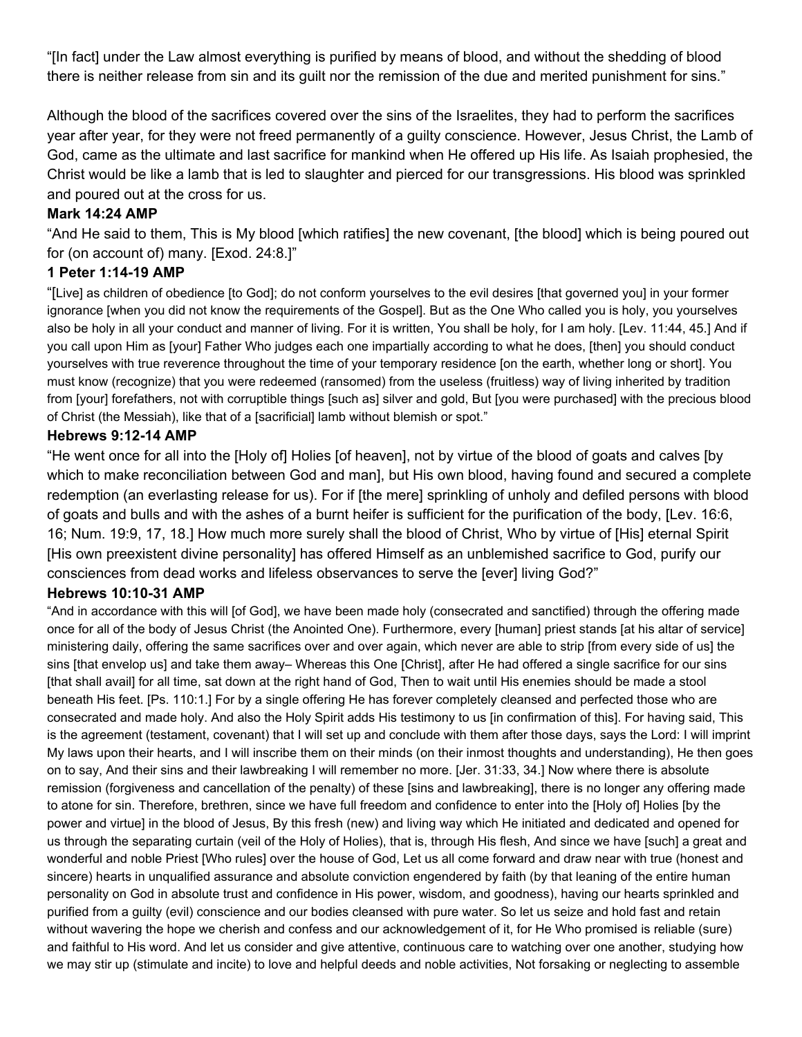"[In fact] under the Law almost everything is purified by means of blood, and without the shedding of blood there is neither release from sin and its guilt nor the remission of the due and merited punishment for sins."

Although the blood of the sacrifices covered over the sins of the Israelites, they had to perform the sacrifices year after year, for they were not freed permanently of a guilty conscience. However, Jesus Christ, the Lamb of God, came as the ultimate and last sacrifice for mankind when He offered up His life. As Isaiah prophesied, the Christ would be like a lamb that is led to slaughter and pierced for our transgressions. His blood was sprinkled and poured out at the cross for us.

**Mark 14:24 AMP**

"And He said to them, This is My blood [which ratifies] the new covenant, [the blood] which is being poured out for (on account of) many. [Exod. 24:8.]"

**1 Peter 1:14-19 AMP**

"[Live] as children of obedience [to God]; do not conform yourselves to the evil desires [that governed you] in your former ignorance [when you did not know the requirements of the Gospel]. But as the One Who called you is holy, you yourselves also be holy in all your conduct and manner of living. For it is written, You shall be holy, for I am holy. [Lev. 11:44, 45.] And if you call upon Him as [your] Father Who judges each one impartially according to what he does, [then] you should conduct yourselves with true reverence throughout the time of your temporary residence [on the earth, whether long or short]. You must know (recognize) that you were redeemed (ransomed) from the useless (fruitless) way of living inherited by tradition from [your] forefathers, not with corruptible things [such as] silver and gold, But [you were purchased] with the precious blood of Christ (the Messiah), like that of a [sacrificial] lamb without blemish or spot."

**Hebrews 9:12-14 AMP**

"He went once for all into the [Holy of] Holies [of heaven], not by virtue of the blood of goats and calves [by which to make reconciliation between God and man], but His own blood, having found and secured a complete redemption (an everlasting release for us). For if [the mere] sprinkling of unholy and defiled persons with blood of goats and bulls and with the ashes of a burnt heifer is sufficient for the purification of the body, [Lev. 16:6, 16; Num. 19:9, 17, 18.] How much more surely shall the blood of Christ, Who by virtue of [His] eternal Spirit [His own preexistent divine personality] has offered Himself as an unblemished sacrifice to God, purify our consciences from dead works and lifeless observances to serve the [ever] living God?"

**Hebrews 10:10-31 AMP**

"And in accordance with this will [of God], we have been made holy (consecrated and sanctified) through the offering made once for all of the body of Jesus Christ (the Anointed One). Furthermore, every [human] priest stands [at his altar of service] ministering daily, offering the same sacrifices over and over again, which never are able to strip [from every side of us] the sins [that envelop us] and take them away– Whereas this One [Christ], after He had offered a single sacrifice for our sins [that shall avail] for all time, sat down at the right hand of God, Then to wait until His enemies should be made a stool beneath His feet. [Ps. 110:1.] For by a single offering He has forever completely cleansed and perfected those who are consecrated and made holy. And also the Holy Spirit adds His testimony to us [in confirmation of this]. For having said, This is the agreement (testament, covenant) that I will set up and conclude with them after those days, says the Lord: I will imprint My laws upon their hearts, and I will inscribe them on their minds (on their inmost thoughts and understanding), He then goes on to say, And their sins and their lawbreaking I will remember no more. [Jer. 31:33, 34.] Now where there is absolute remission (forgiveness and cancellation of the penalty) of these [sins and lawbreaking], there is no longer any offering made to atone for sin. Therefore, brethren, since we have full freedom and confidence to enter into the [Holy of] Holies [by the power and virtue] in the blood of Jesus, By this fresh (new) and living way which He initiated and dedicated and opened for us through the separating curtain (veil of the Holy of Holies), that is, through His flesh, And since we have [such] a great and wonderful and noble Priest [Who rules] over the house of God, Let us all come forward and draw near with true (honest and sincere) hearts in unqualified assurance and absolute conviction engendered by faith (by that leaning of the entire human personality on God in absolute trust and confidence in His power, wisdom, and goodness), having our hearts sprinkled and purified from a guilty (evil) conscience and our bodies cleansed with pure water. So let us seize and hold fast and retain without wavering the hope we cherish and confess and our acknowledgement of it, for He Who promised is reliable (sure) and faithful to His word. And let us consider and give attentive, continuous care to watching over one another, studying how we may stir up (stimulate and incite) to love and helpful deeds and noble activities, Not forsaking or neglecting to assemble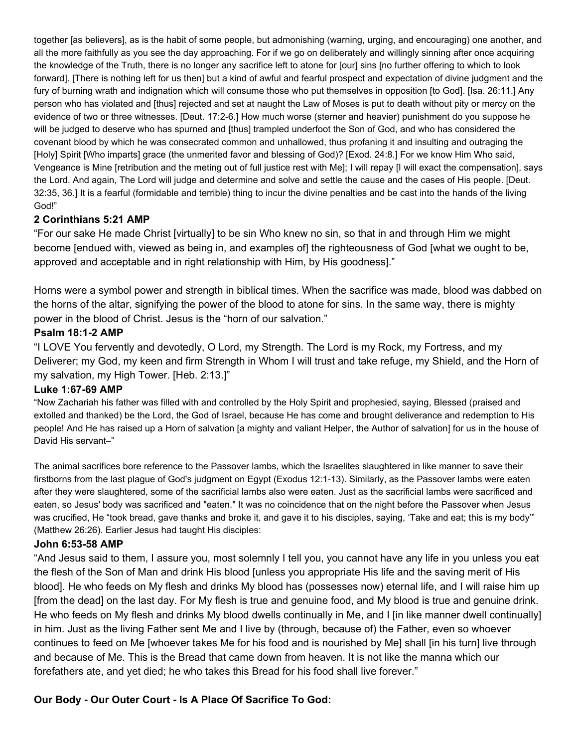together [as believers], as is the habit of some people, but admonishing (warning, urging, and encouraging) one another, and all the more faithfully as you see the day approaching. For if we go on deliberately and willingly sinning after once acquiring the knowledge of the Truth, there is no longer any sacrifice left to atone for [our] sins [no further offering to which to look forward]. [There is nothing left for us then] but a kind of awful and fearful prospect and expectation of divine judgment and the fury of burning wrath and indignation which will consume those who put themselves in opposition [to God]. [Isa. 26:11.] Any person who has violated and [thus] rejected and set at naught the Law of Moses is put to death without pity or mercy on the evidence of two or three witnesses. [Deut. 17:2-6.] How much worse (sterner and heavier) punishment do you suppose he will be judged to deserve who has spurned and [thus] trampled underfoot the Son of God, and who has considered the covenant blood by which he was consecrated common and unhallowed, thus profaning it and insulting and outraging the [Holy] Spirit [Who imparts] grace (the unmerited favor and blessing of God)? [Exod. 24:8.] For we know Him Who said, Vengeance is Mine [retribution and the meting out of full justice rest with Me]; I will repay [I will exact the compensation], says the Lord. And again, The Lord will judge and determine and solve and settle the cause and the cases of His people. [Deut. 32:35, 36.] It is a fearful (formidable and terrible) thing to incur the divine penalties and be cast into the hands of the living God!"

**2 Corinthians 5:21 AMP**

"For our sake He made Christ [virtually] to be sin Who knew no sin, so that in and through Him we might become [endued with, viewed as being in, and examples of] the righteousness of God [what we ought to be, approved and acceptable and in right relationship with Him, by His goodness]."

Horns were a symbol power and strength in biblical times. When the sacrifice was made, blood was dabbed on the horns of the altar, signifying the power of the blood to atone for sins. In the same way, there is mighty power in the blood of Christ. Jesus is the "horn of our salvation."

**Psalm 18:1-2 AMP**

"I LOVE You fervently and devotedly, O Lord, my Strength. The Lord is my Rock, my Fortress, and my Deliverer; my God, my keen and firm Strength in Whom I will trust and take refuge, my Shield, and the Horn of my salvation, my High Tower. [Heb. 2:13.]"

**Luke 1:67-69 AMP**

"Now Zachariah his father was filled with and controlled by the Holy Spirit and prophesied, saying, Blessed (praised and extolled and thanked) be the Lord, the God of Israel, because He has come and brought deliverance and redemption to His people! And He has raised up a Horn of salvation [a mighty and valiant Helper, the Author of salvation] for us in the house of David His servant–"

The animal sacrifices bore reference to the Passover lambs, which the Israelites slaughtered in like manner to save their firstborns from the last plague of God's judgment on Egypt (Exodus 12:1-13). Similarly, as the Passover lambs were eaten after they were slaughtered, some of the sacrificial lambs also were eaten. Just as the sacrificial lambs were sacrificed and eaten, so Jesus' body was sacrificed and "eaten." It was no coincidence that on the night before the Passover when Jesus was crucified, He "took bread, gave thanks and broke it, and gave it to his disciples, saying, 'Take and eat; this is my body'" (Matthew 26:26). Earlier Jesus had taught His disciples:

**John 6:53-58 AMP**

"And Jesus said to them, I assure you, most solemnly I tell you, you cannot have any life in you unless you eat the flesh of the Son of Man and drink His blood [unless you appropriate His life and the saving merit of His blood]. He who feeds on My flesh and drinks My blood has (possesses now) eternal life, and I will raise him up [from the dead] on the last day. For My flesh is true and genuine food, and My blood is true and genuine drink. He who feeds on My flesh and drinks My blood dwells continually in Me, and I [in like manner dwell continually] in him. Just as the living Father sent Me and I live by (through, because of) the Father, even so whoever continues to feed on Me [whoever takes Me for his food and is nourished by Me] shall [in his turn] live through and because of Me. This is the Bread that came down from heaven. It is not like the manna which our forefathers ate, and yet died; he who takes this Bread for his food shall live forever."

**Our Body - Our Outer Court - Is A Place Of Sacrifice To God:**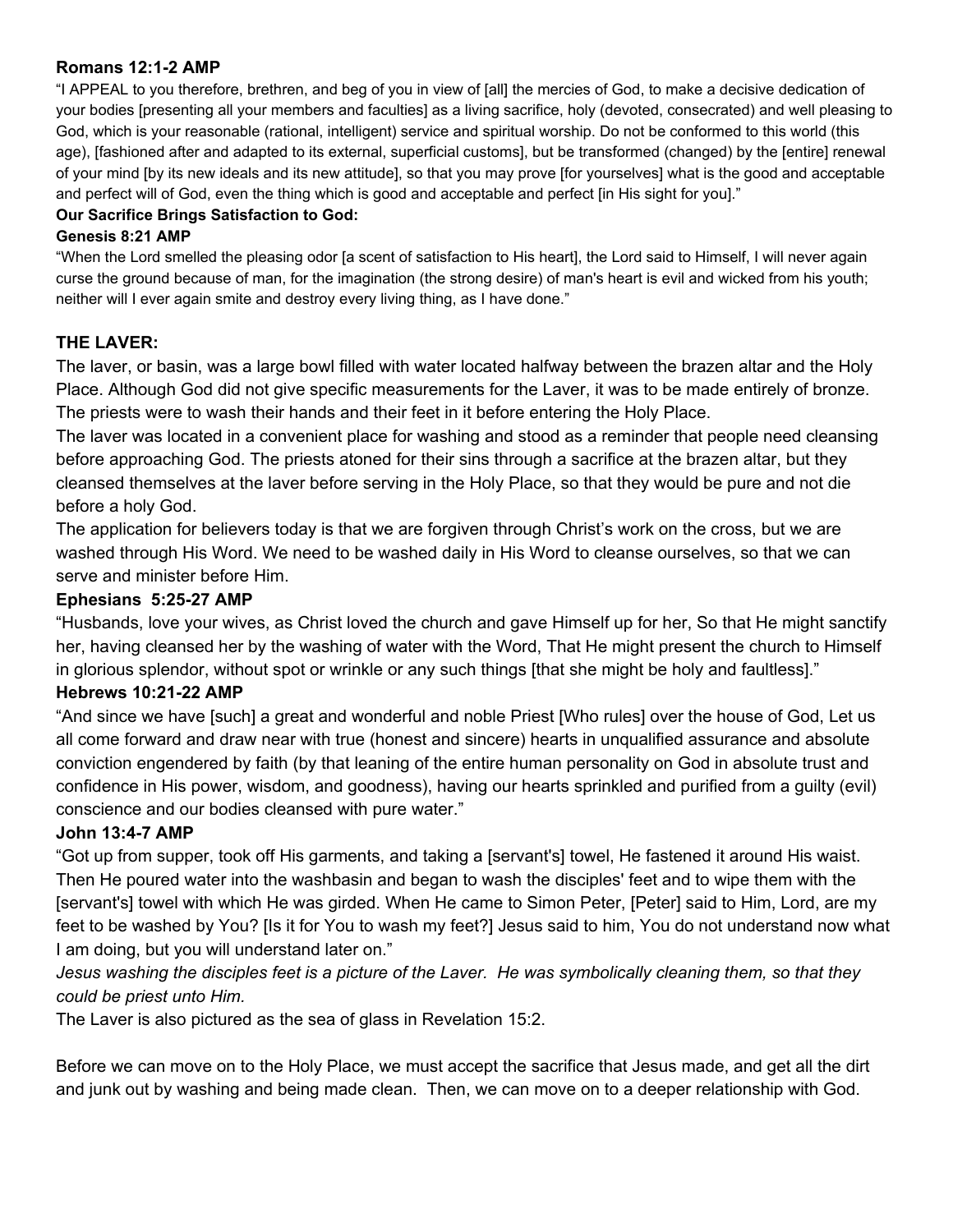**Romans 12:1-2 AMP**

"I APPEAL to you therefore, brethren, and beg of you in view of [all] the mercies of God, to make a decisive dedication of your bodies [presenting all your members and faculties] as a living sacrifice, holy (devoted, consecrated) and well pleasing to God, which is your reasonable (rational, intelligent) service and spiritual worship. Do not be conformed to this world (this age), [fashioned after and adapted to its external, superficial customs], but be transformed (changed) by the [entire] renewal of your mind [by its new ideals and its new attitude], so that you may prove [for yourselves] what is the good and acceptable and perfect will of God, even the thing which is good and acceptable and perfect [in His sight for you]."

**Our Sacrifice Brings Satisfaction to God:**

**Genesis 8:21 AMP**

"When the Lord smelled the pleasing odor [a scent of satisfaction to His heart], the Lord said to Himself, I will never again curse the ground because of man, for the imagination (the strong desire) of man's heart is evil and wicked from his youth; neither will I ever again smite and destroy every living thing, as I have done."

## THE LAVER:

The laver, or basin, was a large bowl filled with water located halfway between the brazen altar and the Holy Place. Although God did not give specific measurements for the Laver, it was to be made entirely of bronze. The priests were to wash their hands and their feet in it before entering the Holy Place.

The laver was located in a convenient place for washing and stood as a reminder that people need cleansing before approaching God. The priests atoned for their sins through a sacrifice at the brazen altar, but they cleansed themselves at the laver before serving in the Holy Place, so that they would be pure and not die before a holy God.

The application for believers today is that we are forgiven through Christ's work on the cross, but we are washed through His Word. We need to be washed daily in His Word to cleanse ourselves, so that we can serve and minister before Him.

**Ephesians 5:25-27 AMP**

"Husbands, love your wives, as Christ loved the church and gave Himself up for her, So that He might sanctify her, having cleansed her by the washing of water with the Word, That He might present the church to Himself in glorious splendor, without spot or wrinkle or any such things [that she might be holy and faultless]."

**Hebrews 10:21-22 AMP**

"And since we have [such] a great and wonderful and noble Priest [Who rules] over the house of God, Let us all come forward and draw near with true (honest and sincere) hearts in unqualified assurance and absolute conviction engendered by faith (by that leaning of the entire human personality on God in absolute trust and confidence in His power, wisdom, and goodness), having our hearts sprinkled and purified from a guilty (evil) conscience and our bodies cleansed with pure water."

**John 13:4-7 AMP**

"Got up from supper, took off His garments, and taking a [servant's] towel, He fastened it around His waist. Then He poured water into the washbasin and began to wash the disciples' feet and to wipe them with the [servant's] towel with which He was girded. When He came to Simon Peter, [Peter] said to Him, Lord, are my feet to be washed by You? [Is it for You to wash my feet?] Jesus said to him, You do not understand now what I am doing, but you will understand later on."

*Jesus washing the disciples feet is a picture of the Laver. He was symbolically cleaning them, so that they could be priest unto Him.*

The Laver is also pictured as the sea of glass in Revelation 15:2.

Before we can move on to the Holy Place, we must accept the sacrifice that Jesus made, and get all the dirt and junk out by washing and being made clean. Then, we can move on to a deeper relationship with God.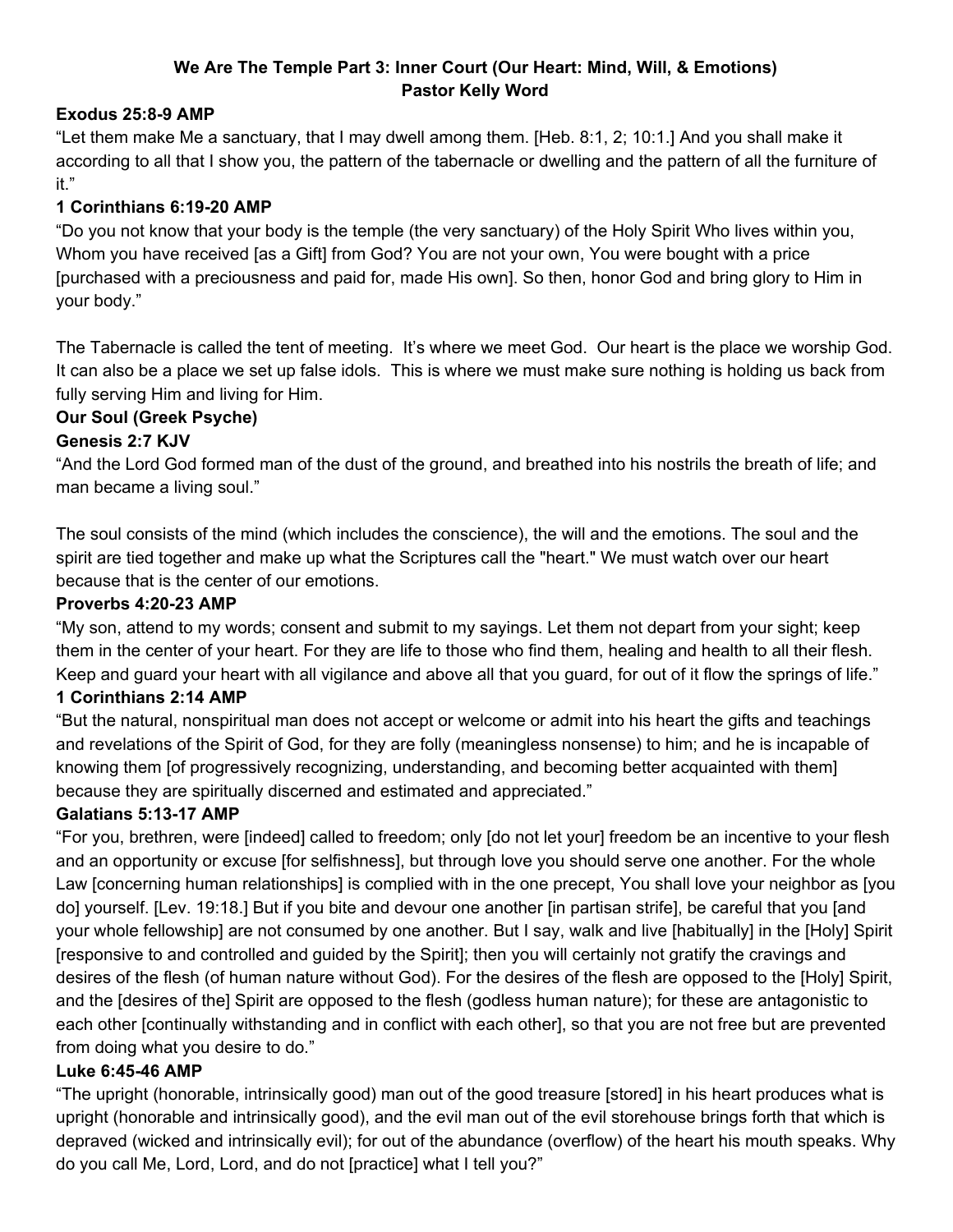**We Are The Temple Part 3: Inner Court (Our Heart: Mind, Will, & Emotions)**
**Pastor Kelly Word**

**Exodus 25:8-9 AMP**

"Let them make Me a sanctuary, that I may dwell among them. [Heb. 8:1, 2; 10:1.] And you shall make it according to all that I show you, the pattern of the tabernacle or dwelling and the pattern of all the furniture of it."

**1 Corinthians 6:19-20 AMP**

"Do you not know that your body is the temple (the very sanctuary) of the Holy Spirit Who lives within you, Whom you have received [as a Gift] from God? You are not your own, You were bought with a price [purchased with a preciousness and paid for, made His own]. So then, honor God and bring glory to Him in your body."

The Tabernacle is called the tent of meeting. It's where we meet God. Our heart is the place we worship God. It can also be a place we set up false idols. This is where we must make sure nothing is holding us back from fully serving Him and living for Him.

**Our Soul (Greek Psyche)**

**Genesis 2:7 KJV**

"And the Lord God formed man of the dust of the ground, and breathed into his nostrils the breath of life; and man became a living soul."

The soul consists of the mind (which includes the conscience), the will and the emotions. The soul and the spirit are tied together and make up what the Scriptures call the "heart." We must watch over our heart because that is the center of our emotions.

**Proverbs 4:20-23 AMP**

"My son, attend to my words; consent and submit to my sayings. Let them not depart from your sight; keep them in the center of your heart. For they are life to those who find them, healing and health to all their flesh. Keep and guard your heart with all vigilance and above all that you guard, for out of it flow the springs of life."

**1 Corinthians 2:14 AMP**

"But the natural, nonspiritual man does not accept or welcome or admit into his heart the gifts and teachings and revelations of the Spirit of God, for they are folly (meaningless nonsense) to him; and he is incapable of knowing them [of progressively recognizing, understanding, and becoming better acquainted with them] because they are spiritually discerned and estimated and appreciated."

**Galatians 5:13-17 AMP**

"For you, brethren, were [indeed] called to freedom; only [do not let your] freedom be an incentive to your flesh and an opportunity or excuse [for selfishness], but through love you should serve one another. For the whole Law [concerning human relationships] is complied with in the one precept, You shall love your neighbor as [you do] yourself. [Lev. 19:18.] But if you bite and devour one another [in partisan strife], be careful that you [and your whole fellowship] are not consumed by one another. But I say, walk and live [habitually] in the [Holy] Spirit [responsive to and controlled and guided by the Spirit]; then you will certainly not gratify the cravings and desires of the flesh (of human nature without God). For the desires of the flesh are opposed to the [Holy] Spirit, and the [desires of the] Spirit are opposed to the flesh (godless human nature); for these are antagonistic to each other [continually withstanding and in conflict with each other], so that you are not free but are prevented from doing what you desire to do."

**Luke 6:45-46 AMP**

"The upright (honorable, intrinsically good) man out of the good treasure [stored] in his heart produces what is upright (honorable and intrinsically good), and the evil man out of the evil storehouse brings forth that which is depraved (wicked and intrinsically evil); for out of the abundance (overflow) of the heart his mouth speaks. Why do you call Me, Lord, Lord, and do not [practice] what I tell you?"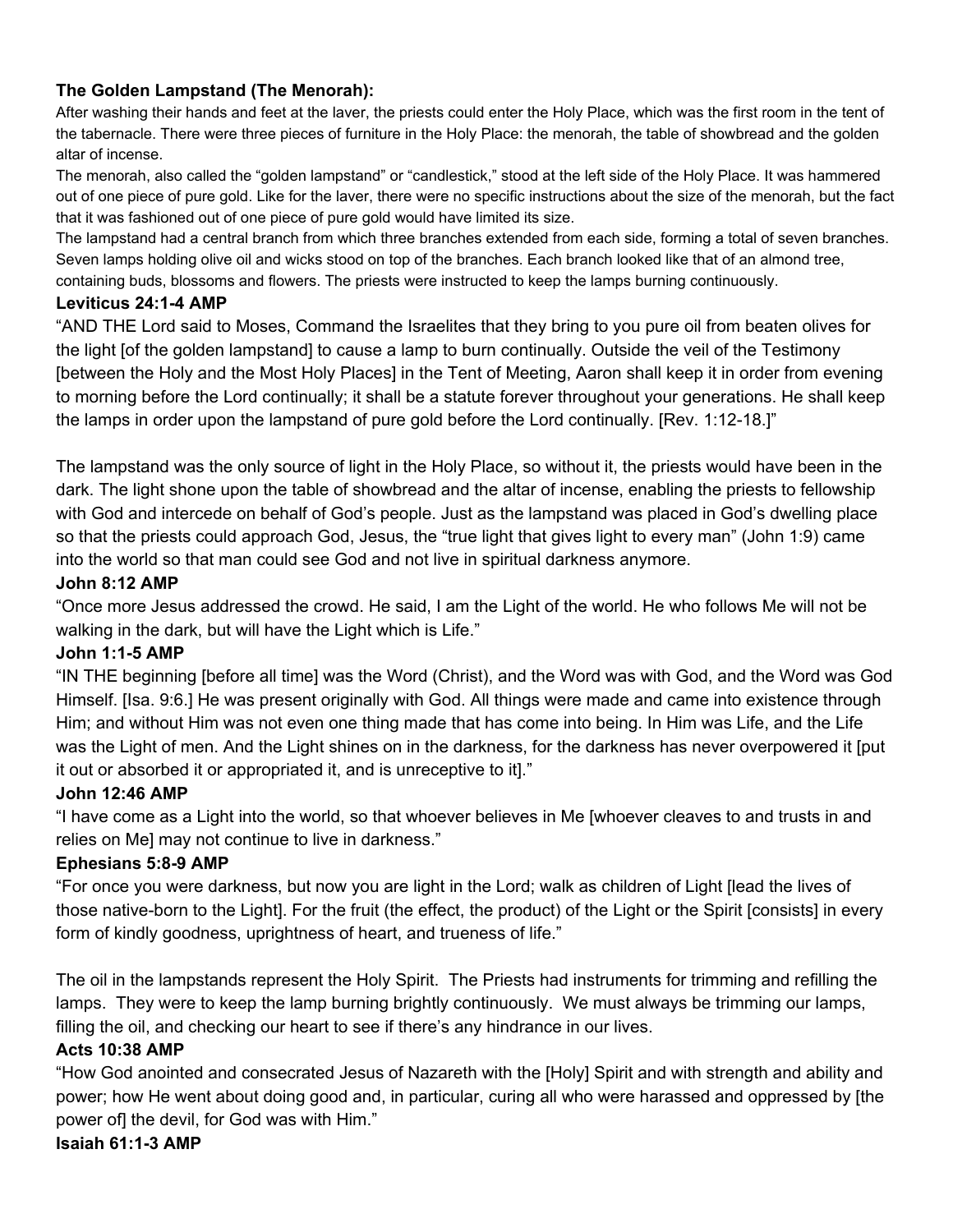**The Golden Lampstand (The Menorah):**

After washing their hands and feet at the laver, the priests could enter the Holy Place, which was the first room in the tent of the tabernacle. There were three pieces of furniture in the Holy Place: the menorah, the table of showbread and the golden altar of incense.

The menorah, also called the "golden lampstand" or "candlestick," stood at the left side of the Holy Place. It was hammered out of one piece of pure gold. Like for the laver, there were no specific instructions about the size of the menorah, but the fact that it was fashioned out of one piece of pure gold would have limited its size.

The lampstand had a central branch from which three branches extended from each side, forming a total of seven branches. Seven lamps holding olive oil and wicks stood on top of the branches. Each branch looked like that of an almond tree, containing buds, blossoms and flowers. The priests were instructed to keep the lamps burning continuously.

**Leviticus 24:1-4 AMP**

"AND THE Lord said to Moses, Command the Israelites that they bring to you pure oil from beaten olives for the light [of the golden lampstand] to cause a lamp to burn continually. Outside the veil of the Testimony [between the Holy and the Most Holy Places] in the Tent of Meeting, Aaron shall keep it in order from evening to morning before the Lord continually; it shall be a statute forever throughout your generations. He shall keep the lamps in order upon the lampstand of pure gold before the Lord continually. [Rev. 1:12-18.]"

The lampstand was the only source of light in the Holy Place, so without it, the priests would have been in the dark. The light shone upon the table of showbread and the altar of incense, enabling the priests to fellowship with God and intercede on behalf of God's people. Just as the lampstand was placed in God's dwelling place so that the priests could approach God, Jesus, the "true light that gives light to every man" (John 1:9) came into the world so that man could see God and not live in spiritual darkness anymore.

**John 8:12 AMP**

"Once more Jesus addressed the crowd. He said, I am the Light of the world. He who follows Me will not be walking in the dark, but will have the Light which is Life."

**John 1:1-5 AMP**

"IN THE beginning [before all time] was the Word (Christ), and the Word was with God, and the Word was God Himself. [Isa. 9:6.] He was present originally with God. All things were made and came into existence through Him; and without Him was not even one thing made that has come into being. In Him was Life, and the Life was the Light of men. And the Light shines on in the darkness, for the darkness has never overpowered it [put it out or absorbed it or appropriated it, and is unreceptive to it]."

**John 12:46 AMP**

"I have come as a Light into the world, so that whoever believes in Me [whoever cleaves to and trusts in and relies on Me] may not continue to live in darkness."

**Ephesians 5:8-9 AMP**

"For once you were darkness, but now you are light in the Lord; walk as children of Light [lead the lives of those native-born to the Light]. For the fruit (the effect, the product) of the Light or the Spirit [consists] in every form of kindly goodness, uprightness of heart, and trueness of life."

The oil in the lampstands represent the Holy Spirit. The Priests had instruments for trimming and refilling the lamps. They were to keep the lamp burning brightly continuously. We must always be trimming our lamps, filling the oil, and checking our heart to see if there's any hindrance in our lives.

**Acts 10:38 AMP**

"How God anointed and consecrated Jesus of Nazareth with the [Holy] Spirit and with strength and ability and power; how He went about doing good and, in particular, curing all who were harassed and oppressed by [the power of] the devil, for God was with Him."

**Isaiah 61:1-3 AMP**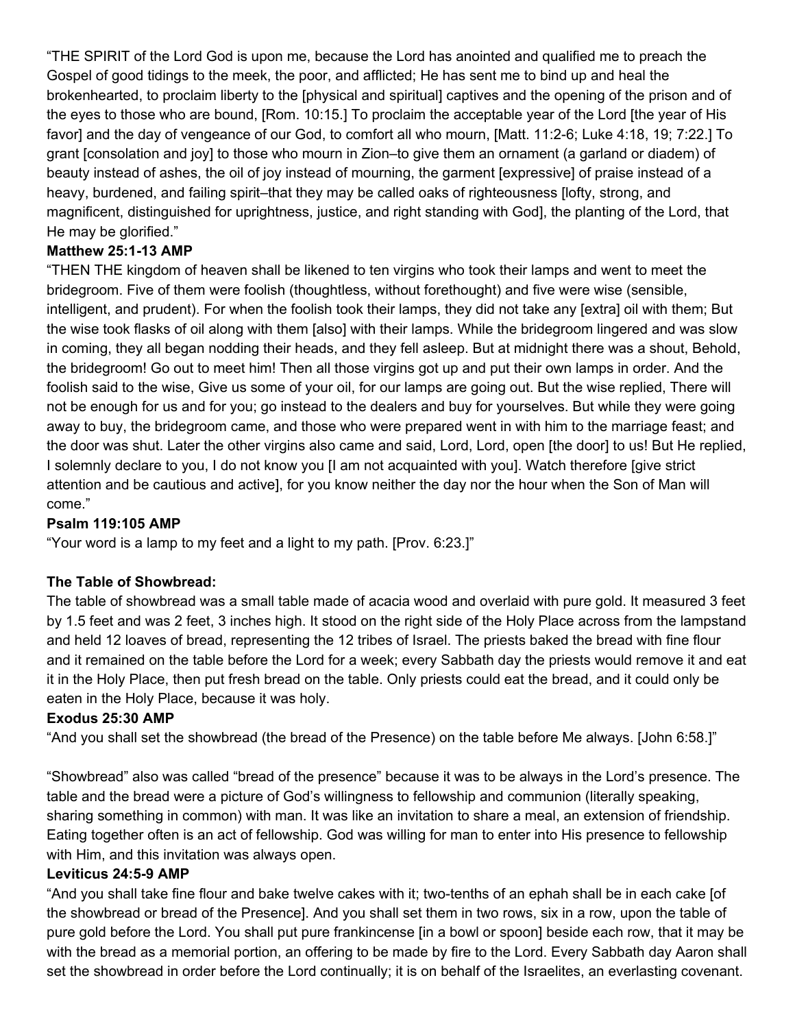"THE SPIRIT of the Lord God is upon me, because the Lord has anointed and qualified me to preach the Gospel of good tidings to the meek, the poor, and afflicted; He has sent me to bind up and heal the brokenhearted, to proclaim liberty to the [physical and spiritual] captives and the opening of the prison and of the eyes to those who are bound, [Rom. 10:15.] To proclaim the acceptable year of the Lord [the year of His favor] and the day of vengeance of our God, to comfort all who mourn, [Matt. 11:2-6; Luke 4:18, 19; 7:22.] To grant [consolation and joy] to those who mourn in Zion–to give them an ornament (a garland or diadem) of beauty instead of ashes, the oil of joy instead of mourning, the garment [expressive] of praise instead of a heavy, burdened, and failing spirit–that they may be called oaks of righteousness [lofty, strong, and magnificent, distinguished for uprightness, justice, and right standing with God], the planting of the Lord, that He may be glorified."

**Matthew 25:1-13 AMP**

"THEN THE kingdom of heaven shall be likened to ten virgins who took their lamps and went to meet the bridegroom. Five of them were foolish (thoughtless, without forethought) and five were wise (sensible, intelligent, and prudent). For when the foolish took their lamps, they did not take any [extra] oil with them; But the wise took flasks of oil along with them [also] with their lamps. While the bridegroom lingered and was slow in coming, they all began nodding their heads, and they fell asleep. But at midnight there was a shout, Behold, the bridegroom! Go out to meet him! Then all those virgins got up and put their own lamps in order. And the foolish said to the wise, Give us some of your oil, for our lamps are going out. But the wise replied, There will not be enough for us and for you; go instead to the dealers and buy for yourselves. But while they were going away to buy, the bridegroom came, and those who were prepared went in with him to the marriage feast; and the door was shut. Later the other virgins also came and said, Lord, Lord, open [the door] to us! But He replied, I solemnly declare to you, I do not know you [I am not acquainted with you]. Watch therefore [give strict attention and be cautious and active], for you know neither the day nor the hour when the Son of Man will come."

**Psalm 119:105 AMP**

"Your word is a lamp to my feet and a light to my path. [Prov. 6:23.]"

**The Table of Showbread:**

The table of showbread was a small table made of acacia wood and overlaid with pure gold. It measured 3 feet by 1.5 feet and was 2 feet, 3 inches high. It stood on the right side of the Holy Place across from the lampstand and held 12 loaves of bread, representing the 12 tribes of Israel. The priests baked the bread with fine flour and it remained on the table before the Lord for a week; every Sabbath day the priests would remove it and eat it in the Holy Place, then put fresh bread on the table. Only priests could eat the bread, and it could only be eaten in the Holy Place, because it was holy.

**Exodus 25:30 AMP**

"And you shall set the showbread (the bread of the Presence) on the table before Me always. [John 6:58.]"

"Showbread" also was called "bread of the presence" because it was to be always in the Lord's presence. The table and the bread were a picture of God's willingness to fellowship and communion (literally speaking, sharing something in common) with man. It was like an invitation to share a meal, an extension of friendship. Eating together often is an act of fellowship. God was willing for man to enter into His presence to fellowship with Him, and this invitation was always open.

**Leviticus 24:5-9 AMP**

"And you shall take fine flour and bake twelve cakes with it; two-tenths of an ephah shall be in each cake [of the showbread or bread of the Presence]. And you shall set them in two rows, six in a row, upon the table of pure gold before the Lord. You shall put pure frankincense [in a bowl or spoon] beside each row, that it may be with the bread as a memorial portion, an offering to be made by fire to the Lord. Every Sabbath day Aaron shall set the showbread in order before the Lord continually; it is on behalf of the Israelites, an everlasting covenant.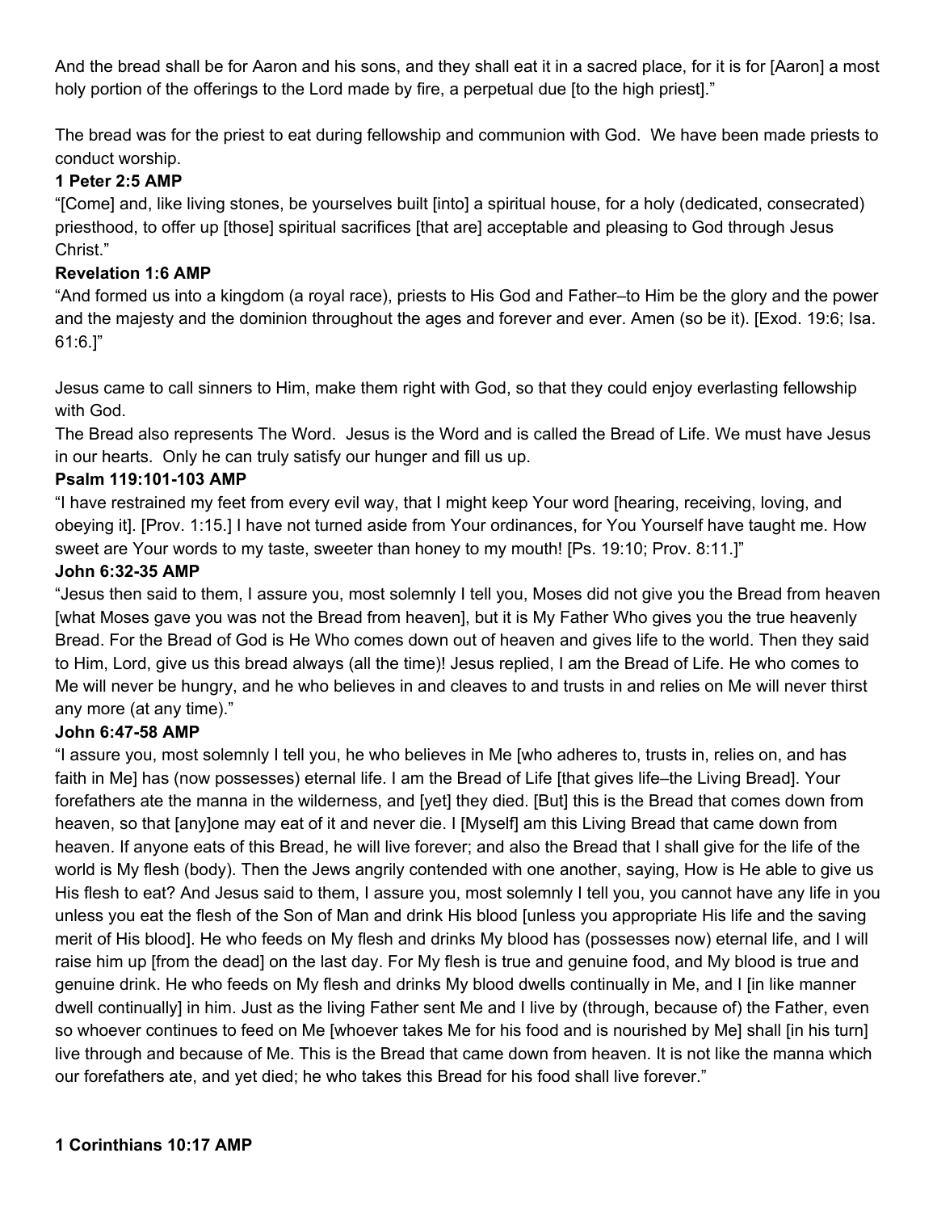And the bread shall be for Aaron and his sons, and they shall eat it in a sacred place, for it is for [Aaron] a most holy portion of the offerings to the Lord made by fire, a perpetual due [to the high priest]."

The bread was for the priest to eat during fellowship and communion with God. We have been made priests to conduct worship.

**1 Peter 2:5 AMP**

"[Come] and, like living stones, be yourselves built [into] a spiritual house, for a holy (dedicated, consecrated) priesthood, to offer up [those] spiritual sacrifices [that are] acceptable and pleasing to God through Jesus Christ."

**Revelation 1:6 AMP**

"And formed us into a kingdom (a royal race), priests to His God and Father–to Him be the glory and the power and the majesty and the dominion throughout the ages and forever and ever. Amen (so be it). [Exod. 19:6; Isa. 61:6.]"

Jesus came to call sinners to Him, make them right with God, so that they could enjoy everlasting fellowship with God.

The Bread also represents The Word. Jesus is the Word and is called the Bread of Life. We must have Jesus in our hearts. Only he can truly satisfy our hunger and fill us up.

**Psalm 119:101-103 AMP**

"I have restrained my feet from every evil way, that I might keep Your word [hearing, receiving, loving, and obeying it]. [Prov. 1:15.] I have not turned aside from Your ordinances, for You Yourself have taught me. How sweet are Your words to my taste, sweeter than honey to my mouth! [Ps. 19:10; Prov. 8:11.]"

**John 6:32-35 AMP**

"Jesus then said to them, I assure you, most solemnly I tell you, Moses did not give you the Bread from heaven [what Moses gave you was not the Bread from heaven], but it is My Father Who gives you the true heavenly Bread. For the Bread of God is He Who comes down out of heaven and gives life to the world. Then they said to Him, Lord, give us this bread always (all the time)! Jesus replied, I am the Bread of Life. He who comes to Me will never be hungry, and he who believes in and cleaves to and trusts in and relies on Me will never thirst any more (at any time)."

**John 6:47-58 AMP**

"I assure you, most solemnly I tell you, he who believes in Me [who adheres to, trusts in, relies on, and has faith in Me] has (now possesses) eternal life. I am the Bread of Life [that gives life–the Living Bread]. Your forefathers ate the manna in the wilderness, and [yet] they died. [But] this is the Bread that comes down from heaven, so that [any]one may eat of it and never die. I [Myself] am this Living Bread that came down from heaven. If anyone eats of this Bread, he will live forever; and also the Bread that I shall give for the life of the world is My flesh (body). Then the Jews angrily contended with one another, saying, How is He able to give us His flesh to eat? And Jesus said to them, I assure you, most solemnly I tell you, you cannot have any life in you unless you eat the flesh of the Son of Man and drink His blood [unless you appropriate His life and the saving merit of His blood]. He who feeds on My flesh and drinks My blood has (possesses now) eternal life, and I will raise him up [from the dead] on the last day. For My flesh is true and genuine food, and My blood is true and genuine drink. He who feeds on My flesh and drinks My blood dwells continually in Me, and I [in like manner dwell continually] in him. Just as the living Father sent Me and I live by (through, because of) the Father, even so whoever continues to feed on Me [whoever takes Me for his food and is nourished by Me] shall [in his turn] live through and because of Me. This is the Bread that came down from heaven. It is not like the manna which our forefathers ate, and yet died; he who takes this Bread for his food shall live forever."

**1 Corinthians 10:17 AMP**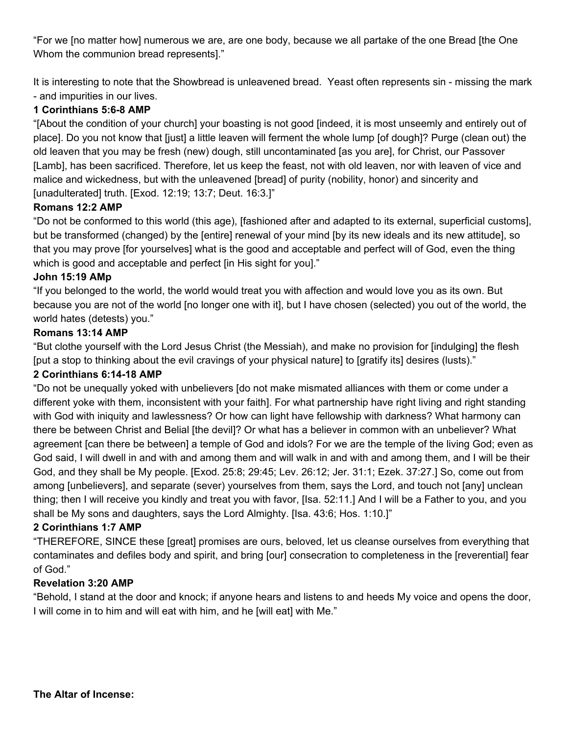"For we [no matter how] numerous we are, are one body, because we all partake of the one Bread [the One Whom the communion bread represents]."

It is interesting to note that the Showbread is unleavened bread.  Yeast often represents sin - missing the mark - and impurities in our lives.

**1 Corinthians 5:6-8 AMP**

"[About the condition of your church] your boasting is not good [indeed, it is most unseemly and entirely out of place]. Do you not know that [just] a little leaven will ferment the whole lump [of dough]? Purge (clean out) the old leaven that you may be fresh (new) dough, still uncontaminated [as you are], for Christ, our Passover [Lamb], has been sacrificed. Therefore, let us keep the feast, not with old leaven, nor with leaven of vice and malice and wickedness, but with the unleavened [bread] of purity (nobility, honor) and sincerity and [unadulterated] truth. [Exod. 12:19; 13:7; Deut. 16:3.]"

**Romans 12:2 AMP**

"Do not be conformed to this world (this age), [fashioned after and adapted to its external, superficial customs], but be transformed (changed) by the [entire] renewal of your mind [by its new ideals and its new attitude], so that you may prove [for yourselves] what is the good and acceptable and perfect will of God, even the thing which is good and acceptable and perfect [in His sight for you]."

**John 15:19 AMp**

"If you belonged to the world, the world would treat you with affection and would love you as its own. But because you are not of the world [no longer one with it], but I have chosen (selected) you out of the world, the world hates (detests) you."

**Romans 13:14 AMP**

"But clothe yourself with the Lord Jesus Christ (the Messiah), and make no provision for [indulging] the flesh [put a stop to thinking about the evil cravings of your physical nature] to [gratify its] desires (lusts)."

**2 Corinthians 6:14-18 AMP**

"Do not be unequally yoked with unbelievers [do not make mismated alliances with them or come under a different yoke with them, inconsistent with your faith]. For what partnership have right living and right standing with God with iniquity and lawlessness? Or how can light have fellowship with darkness? What harmony can there be between Christ and Belial [the devil]? Or what has a believer in common with an unbeliever? What agreement [can there be between] a temple of God and idols? For we are the temple of the living God; even as God said, I will dwell in and with and among them and will walk in and with and among them, and I will be their God, and they shall be My people. [Exod. 25:8; 29:45; Lev. 26:12; Jer. 31:1; Ezek. 37:27.] So, come out from among [unbelievers], and separate (sever) yourselves from them, says the Lord, and touch not [any] unclean thing; then I will receive you kindly and treat you with favor, [Isa. 52:11.] And I will be a Father to you, and you shall be My sons and daughters, says the Lord Almighty. [Isa. 43:6; Hos. 1:10.]"

**2 Corinthians 1:7 AMP**

"THEREFORE, SINCE these [great] promises are ours, beloved, let us cleanse ourselves from everything that contaminates and defiles body and spirit, and bring [our] consecration to completeness in the [reverential] fear of God."

**Revelation 3:20 AMP**

"Behold, I stand at the door and knock; if anyone hears and listens to and heeds My voice and opens the door, I will come in to him and will eat with him, and he [will eat] with Me."

**The Altar of Incense:**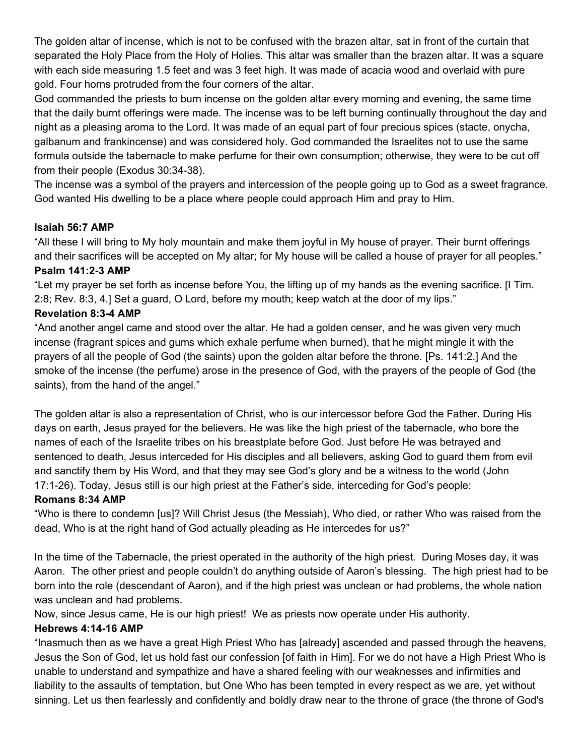The golden altar of incense, which is not to be confused with the brazen altar, sat in front of the curtain that separated the Holy Place from the Holy of Holies. This altar was smaller than the brazen altar. It was a square with each side measuring 1.5 feet and was 3 feet high. It was made of acacia wood and overlaid with pure gold. Four horns protruded from the four corners of the altar.

God commanded the priests to burn incense on the golden altar every morning and evening, the same time that the daily burnt offerings were made. The incense was to be left burning continually throughout the day and night as a pleasing aroma to the Lord. It was made of an equal part of four precious spices (stacte, onycha, galbanum and frankincense) and was considered holy. God commanded the Israelites not to use the same formula outside the tabernacle to make perfume for their own consumption; otherwise, they were to be cut off from their people (Exodus 30:34-38).

The incense was a symbol of the prayers and intercession of the people going up to God as a sweet fragrance. God wanted His dwelling to be a place where people could approach Him and pray to Him.

**Isaiah 56:7 AMP**

"All these I will bring to My holy mountain and make them joyful in My house of prayer. Their burnt offerings and their sacrifices will be accepted on My altar; for My house will be called a house of prayer for all peoples."

**Psalm 141:2-3 AMP**

"Let my prayer be set forth as incense before You, the lifting up of my hands as the evening sacrifice. [I Tim. 2:8; Rev. 8:3, 4.] Set a guard, O Lord, before my mouth; keep watch at the door of my lips."

**Revelation 8:3-4 AMP**

"And another angel came and stood over the altar. He had a golden censer, and he was given very much incense (fragrant spices and gums which exhale perfume when burned), that he might mingle it with the prayers of all the people of God (the saints) upon the golden altar before the throne. [Ps. 141:2.] And the smoke of the incense (the perfume) arose in the presence of God, with the prayers of the people of God (the saints), from the hand of the angel."

The golden altar is also a representation of Christ, who is our intercessor before God the Father. During His days on earth, Jesus prayed for the believers. He was like the high priest of the tabernacle, who bore the names of each of the Israelite tribes on his breastplate before God. Just before He was betrayed and sentenced to death, Jesus interceded for His disciples and all believers, asking God to guard them from evil and sanctify them by His Word, and that they may see God's glory and be a witness to the world (John 17:1-26). Today, Jesus still is our high priest at the Father's side, interceding for God's people:

**Romans 8:34 AMP**

"Who is there to condemn [us]? Will Christ Jesus (the Messiah), Who died, or rather Who was raised from the dead, Who is at the right hand of God actually pleading as He intercedes for us?"

In the time of the Tabernacle, the priest operated in the authority of the high priest. During Moses day, it was Aaron. The other priest and people couldn't do anything outside of Aaron's blessing. The high priest had to be born into the role (descendant of Aaron), and if the high priest was unclean or had problems, the whole nation was unclean and had problems.

Now, since Jesus came, He is our high priest! We as priests now operate under His authority.

**Hebrews 4:14-16 AMP**

"Inasmuch then as we have a great High Priest Who has [already] ascended and passed through the heavens, Jesus the Son of God, let us hold fast our confession [of faith in Him]. For we do not have a High Priest Who is unable to understand and sympathize and have a shared feeling with our weaknesses and infirmities and liability to the assaults of temptation, but One Who has been tempted in every respect as we are, yet without sinning. Let us then fearlessly and confidently and boldly draw near to the throne of grace (the throne of God's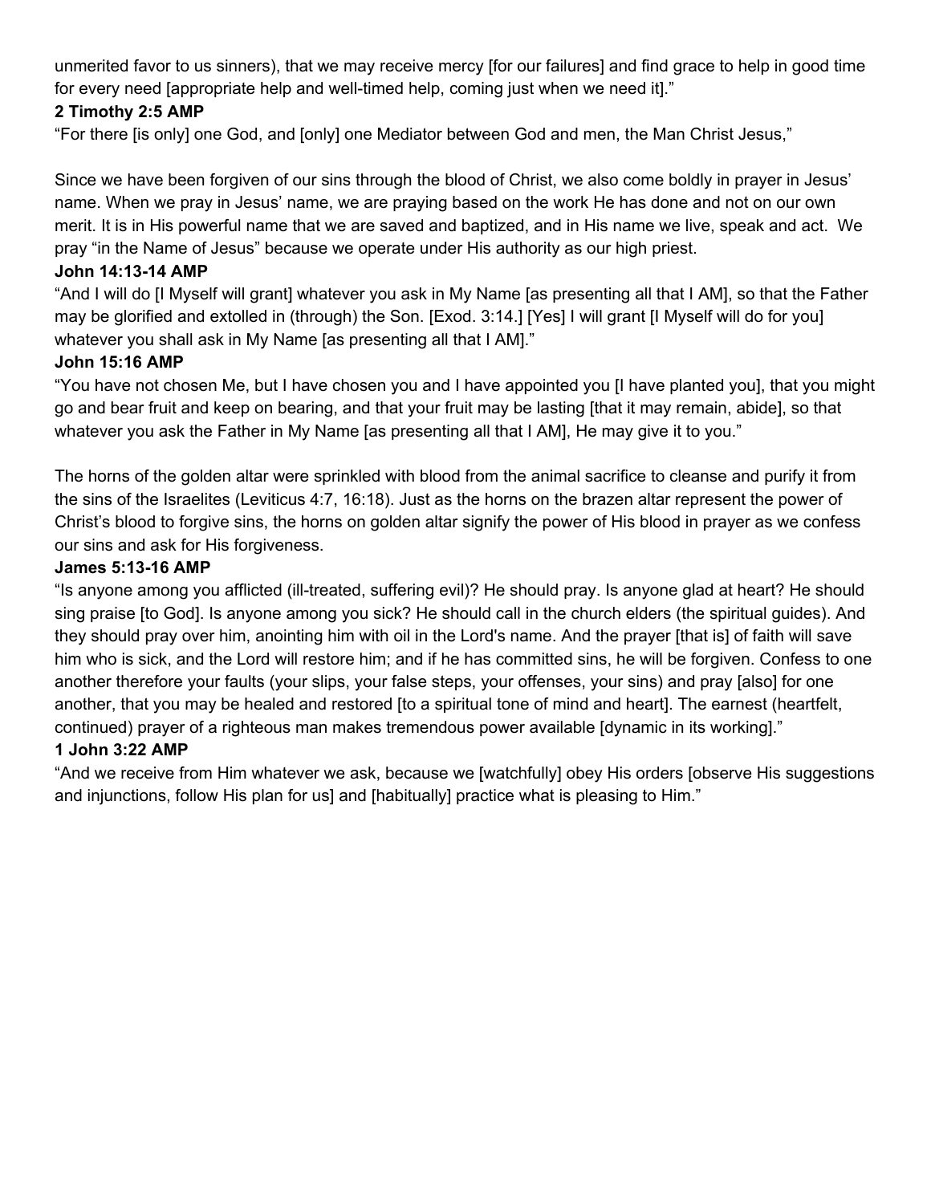unmerited favor to us sinners), that we may receive mercy [for our failures] and find grace to help in good time for every need [appropriate help and well-timed help, coming just when we need it]."

**2 Timothy 2:5 AMP**

"For there [is only] one God, and [only] one Mediator between God and men, the Man Christ Jesus,"

Since we have been forgiven of our sins through the blood of Christ, we also come boldly in prayer in Jesus' name. When we pray in Jesus' name, we are praying based on the work He has done and not on our own merit. It is in His powerful name that we are saved and baptized, and in His name we live, speak and act. We pray "in the Name of Jesus" because we operate under His authority as our high priest.

**John 14:13-14 AMP**

"And I will do [I Myself will grant] whatever you ask in My Name [as presenting all that I AM], so that the Father may be glorified and extolled in (through) the Son. [Exod. 3:14.] [Yes] I will grant [I Myself will do for you] whatever you shall ask in My Name [as presenting all that I AM]."

**John 15:16 AMP**

"You have not chosen Me, but I have chosen you and I have appointed you [I have planted you], that you might go and bear fruit and keep on bearing, and that your fruit may be lasting [that it may remain, abide], so that whatever you ask the Father in My Name [as presenting all that I AM], He may give it to you."

The horns of the golden altar were sprinkled with blood from the animal sacrifice to cleanse and purify it from the sins of the Israelites (Leviticus 4:7, 16:18). Just as the horns on the brazen altar represent the power of Christ's blood to forgive sins, the horns on golden altar signify the power of His blood in prayer as we confess our sins and ask for His forgiveness.

**James 5:13-16 AMP**

"Is anyone among you afflicted (ill-treated, suffering evil)? He should pray. Is anyone glad at heart? He should sing praise [to God]. Is anyone among you sick? He should call in the church elders (the spiritual guides). And they should pray over him, anointing him with oil in the Lord's name. And the prayer [that is] of faith will save him who is sick, and the Lord will restore him; and if he has committed sins, he will be forgiven. Confess to one another therefore your faults (your slips, your false steps, your offenses, your sins) and pray [also] for one another, that you may be healed and restored [to a spiritual tone of mind and heart]. The earnest (heartfelt, continued) prayer of a righteous man makes tremendous power available [dynamic in its working]."

**1 John 3:22 AMP**

"And we receive from Him whatever we ask, because we [watchfully] obey His orders [observe His suggestions and injunctions, follow His plan for us] and [habitually] practice what is pleasing to Him."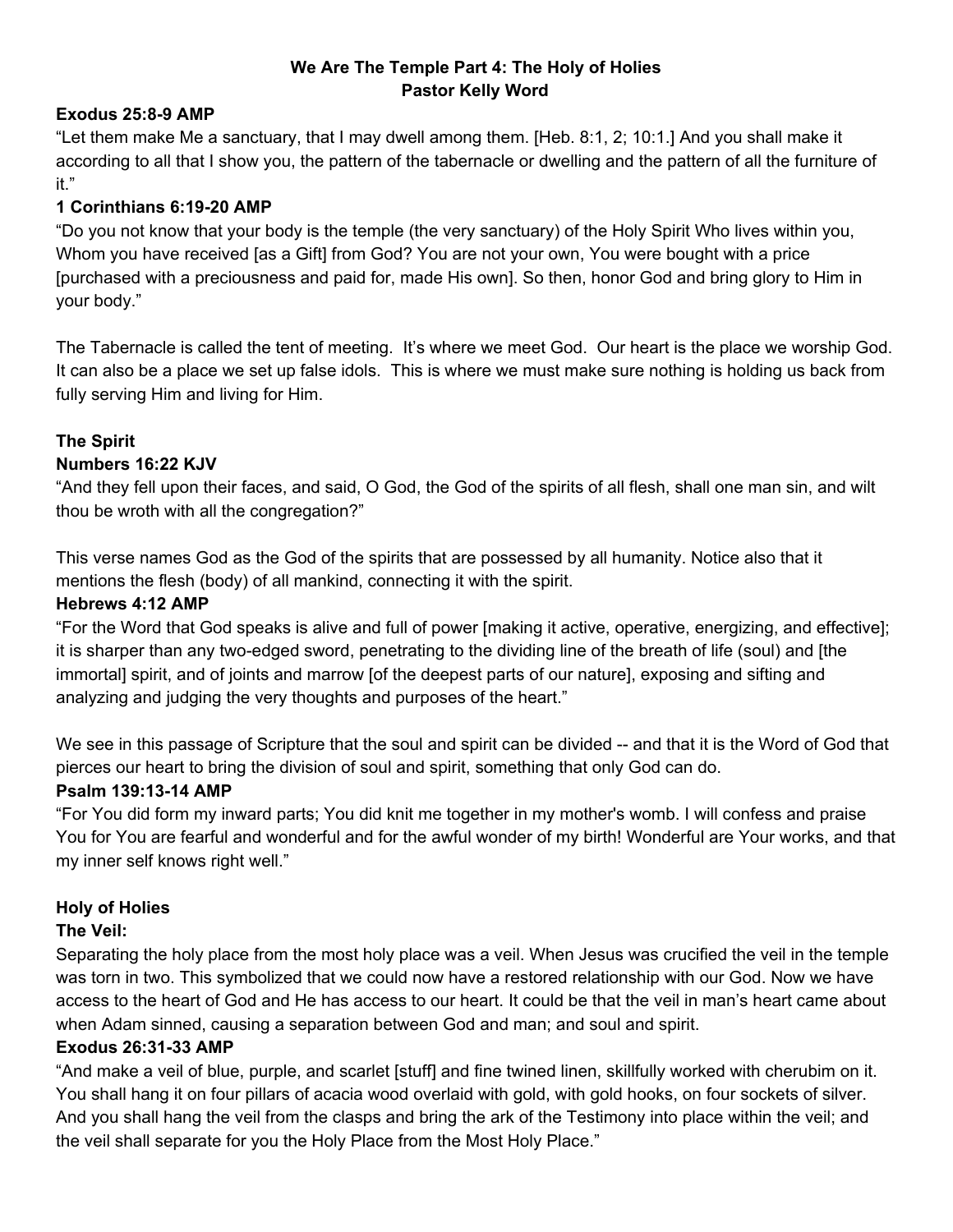**We Are The Temple Part 4: The Holy of Holies**
**Pastor Kelly Word**

**Exodus 25:8-9 AMP**

"Let them make Me a sanctuary, that I may dwell among them. [Heb. 8:1, 2; 10:1.] And you shall make it according to all that I show you, the pattern of the tabernacle or dwelling and the pattern of all the furniture of it."

**1 Corinthians 6:19-20 AMP**

"Do you not know that your body is the temple (the very sanctuary) of the Holy Spirit Who lives within you, Whom you have received [as a Gift] from God? You are not your own, You were bought with a price [purchased with a preciousness and paid for, made His own]. So then, honor God and bring glory to Him in your body."

The Tabernacle is called the tent of meeting. It's where we meet God. Our heart is the place we worship God. It can also be a place we set up false idols. This is where we must make sure nothing is holding us back from fully serving Him and living for Him.

**The Spirit**

**Numbers 16:22 KJV**

"And they fell upon their faces, and said, O God, the God of the spirits of all flesh, shall one man sin, and wilt thou be wroth with all the congregation?"

This verse names God as the God of the spirits that are possessed by all humanity. Notice also that it mentions the flesh (body) of all mankind, connecting it with the spirit.

**Hebrews 4:12 AMP**

"For the Word that God speaks is alive and full of power [making it active, operative, energizing, and effective]; it is sharper than any two-edged sword, penetrating to the dividing line of the breath of life (soul) and [the immortal] spirit, and of joints and marrow [of the deepest parts of our nature], exposing and sifting and analyzing and judging the very thoughts and purposes of the heart."

We see in this passage of Scripture that the soul and spirit can be divided -- and that it is the Word of God that pierces our heart to bring the division of soul and spirit, something that only God can do.

**Psalm 139:13-14 AMP**

"For You did form my inward parts; You did knit me together in my mother's womb. I will confess and praise You for You are fearful and wonderful and for the awful wonder of my birth! Wonderful are Your works, and that my inner self knows right well."

**Holy of Holies**

**The Veil:**

Separating the holy place from the most holy place was a veil. When Jesus was crucified the veil in the temple was torn in two. This symbolized that we could now have a restored relationship with our God. Now we have access to the heart of God and He has access to our heart. It could be that the veil in man's heart came about when Adam sinned, causing a separation between God and man; and soul and spirit.

**Exodus 26:31-33 AMP**

"And make a veil of blue, purple, and scarlet [stuff] and fine twined linen, skillfully worked with cherubim on it. You shall hang it on four pillars of acacia wood overlaid with gold, with gold hooks, on four sockets of silver. And you shall hang the veil from the clasps and bring the ark of the Testimony into place within the veil; and the veil shall separate for you the Holy Place from the Most Holy Place."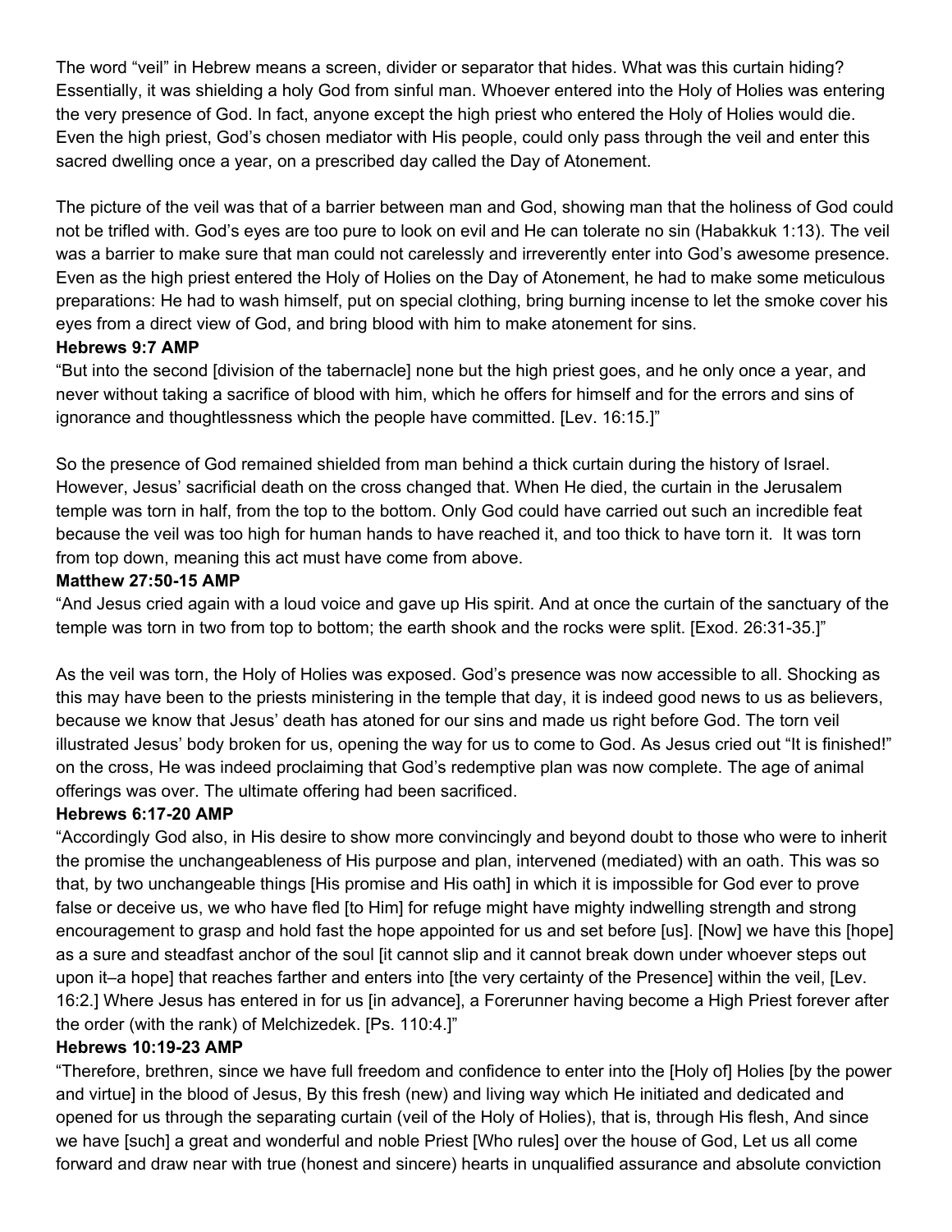The word "veil" in Hebrew means a screen, divider or separator that hides. What was this curtain hiding? Essentially, it was shielding a holy God from sinful man. Whoever entered into the Holy of Holies was entering the very presence of God. In fact, anyone except the high priest who entered the Holy of Holies would die. Even the high priest, God's chosen mediator with His people, could only pass through the veil and enter this sacred dwelling once a year, on a prescribed day called the Day of Atonement.

The picture of the veil was that of a barrier between man and God, showing man that the holiness of God could not be trifled with. God's eyes are too pure to look on evil and He can tolerate no sin (Habakkuk 1:13). The veil was a barrier to make sure that man could not carelessly and irreverently enter into God's awesome presence. Even as the high priest entered the Holy of Holies on the Day of Atonement, he had to make some meticulous preparations: He had to wash himself, put on special clothing, bring burning incense to let the smoke cover his eyes from a direct view of God, and bring blood with him to make atonement for sins.

**Hebrews 9:7 AMP**

"But into the second [division of the tabernacle] none but the high priest goes, and he only once a year, and never without taking a sacrifice of blood with him, which he offers for himself and for the errors and sins of ignorance and thoughtlessness which the people have committed. [Lev. 16:15.]"

So the presence of God remained shielded from man behind a thick curtain during the history of Israel. However, Jesus' sacrificial death on the cross changed that. When He died, the curtain in the Jerusalem temple was torn in half, from the top to the bottom. Only God could have carried out such an incredible feat because the veil was too high for human hands to have reached it, and too thick to have torn it. It was torn from top down, meaning this act must have come from above.

**Matthew 27:50-15 AMP**

"And Jesus cried again with a loud voice and gave up His spirit. And at once the curtain of the sanctuary of the temple was torn in two from top to bottom; the earth shook and the rocks were split. [Exod. 26:31-35.]"

As the veil was torn, the Holy of Holies was exposed. God's presence was now accessible to all. Shocking as this may have been to the priests ministering in the temple that day, it is indeed good news to us as believers, because we know that Jesus' death has atoned for our sins and made us right before God. The torn veil illustrated Jesus' body broken for us, opening the way for us to come to God. As Jesus cried out "It is finished!" on the cross, He was indeed proclaiming that God's redemptive plan was now complete. The age of animal offerings was over. The ultimate offering had been sacrificed.

**Hebrews 6:17-20 AMP**

"Accordingly God also, in His desire to show more convincingly and beyond doubt to those who were to inherit the promise the unchangeableness of His purpose and plan, intervened (mediated) with an oath. This was so that, by two unchangeable things [His promise and His oath] in which it is impossible for God ever to prove false or deceive us, we who have fled [to Him] for refuge might have mighty indwelling strength and strong encouragement to grasp and hold fast the hope appointed for us and set before [us]. [Now] we have this [hope] as a sure and steadfast anchor of the soul [it cannot slip and it cannot break down under whoever steps out upon it–a hope] that reaches farther and enters into [the very certainty of the Presence] within the veil, [Lev. 16:2.] Where Jesus has entered in for us [in advance], a Forerunner having become a High Priest forever after the order (with the rank) of Melchizedek. [Ps. 110:4.]"

**Hebrews 10:19-23 AMP**

"Therefore, brethren, since we have full freedom and confidence to enter into the [Holy of] Holies [by the power and virtue] in the blood of Jesus, By this fresh (new) and living way which He initiated and dedicated and opened for us through the separating curtain (veil of the Holy of Holies), that is, through His flesh, And since we have [such] a great and wonderful and noble Priest [Who rules] over the house of God, Let us all come forward and draw near with true (honest and sincere) hearts in unqualified assurance and absolute conviction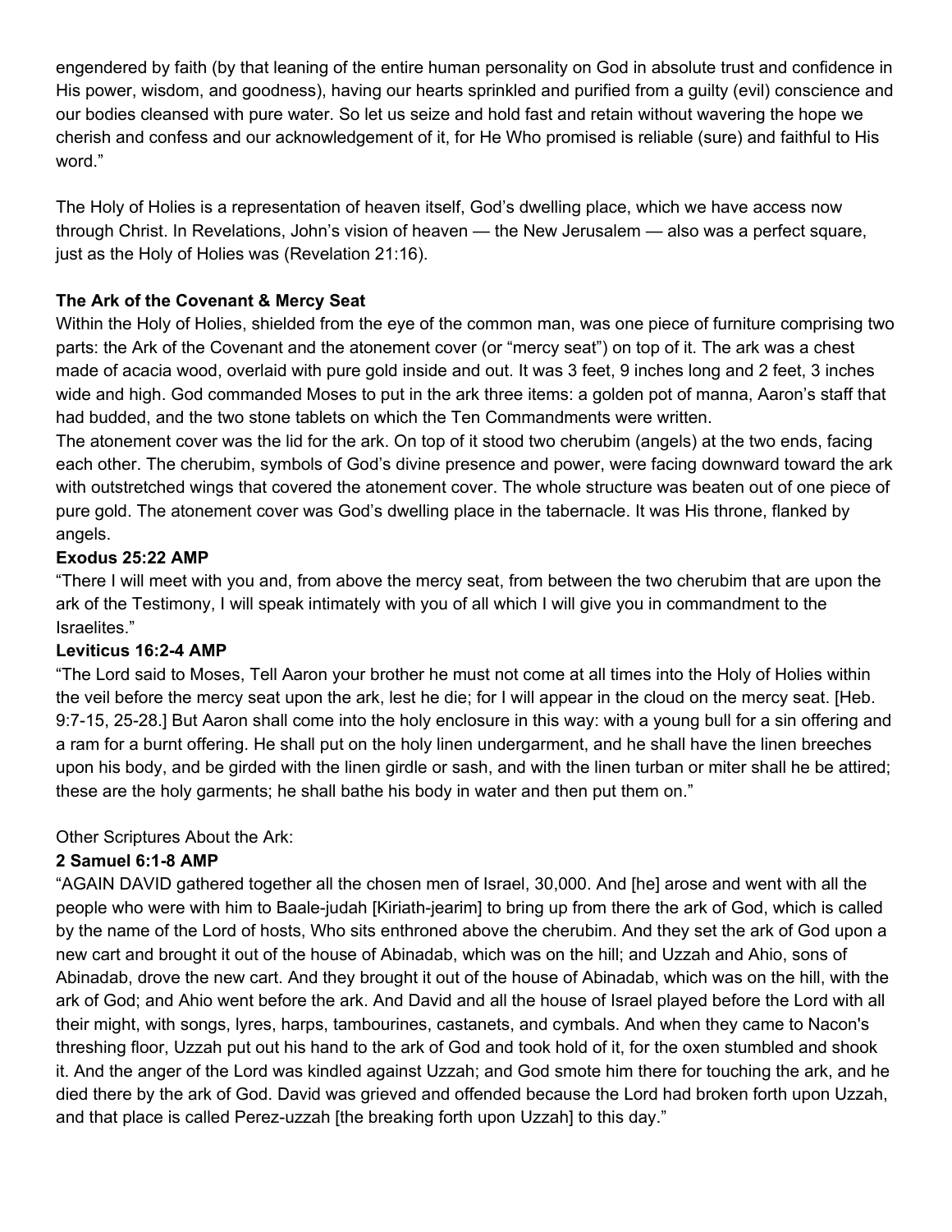engendered by faith (by that leaning of the entire human personality on God in absolute trust and confidence in His power, wisdom, and goodness), having our hearts sprinkled and purified from a guilty (evil) conscience and our bodies cleansed with pure water. So let us seize and hold fast and retain without wavering the hope we cherish and confess and our acknowledgement of it, for He Who promised is reliable (sure) and faithful to His word."

The Holy of Holies is a representation of heaven itself, God's dwelling place, which we have access now through Christ. In Revelations, John's vision of heaven — the New Jerusalem — also was a perfect square, just as the Holy of Holies was (Revelation 21:16).

**The Ark of the Covenant & Mercy Seat**

Within the Holy of Holies, shielded from the eye of the common man, was one piece of furniture comprising two parts: the Ark of the Covenant and the atonement cover (or "mercy seat") on top of it. The ark was a chest made of acacia wood, overlaid with pure gold inside and out. It was 3 feet, 9 inches long and 2 feet, 3 inches wide and high. God commanded Moses to put in the ark three items: a golden pot of manna, Aaron's staff that had budded, and the two stone tablets on which the Ten Commandments were written.

The atonement cover was the lid for the ark. On top of it stood two cherubim (angels) at the two ends, facing each other. The cherubim, symbols of God's divine presence and power, were facing downward toward the ark with outstretched wings that covered the atonement cover. The whole structure was beaten out of one piece of pure gold. The atonement cover was God's dwelling place in the tabernacle. It was His throne, flanked by angels.

**Exodus 25:22 AMP**

"There I will meet with you and, from above the mercy seat, from between the two cherubim that are upon the ark of the Testimony, I will speak intimately with you of all which I will give you in commandment to the Israelites."

**Leviticus 16:2-4 AMP**

"The Lord said to Moses, Tell Aaron your brother he must not come at all times into the Holy of Holies within the veil before the mercy seat upon the ark, lest he die; for I will appear in the cloud on the mercy seat. [Heb. 9:7-15, 25-28.] But Aaron shall come into the holy enclosure in this way: with a young bull for a sin offering and a ram for a burnt offering. He shall put on the holy linen undergarment, and he shall have the linen breeches upon his body, and be girded with the linen girdle or sash, and with the linen turban or miter shall he be attired; these are the holy garments; he shall bathe his body in water and then put them on."

Other Scriptures About the Ark:

**2 Samuel 6:1-8 AMP**

"AGAIN DAVID gathered together all the chosen men of Israel, 30,000. And [he] arose and went with all the people who were with him to Baale-judah [Kiriath-jearim] to bring up from there the ark of God, which is called by the name of the Lord of hosts, Who sits enthroned above the cherubim. And they set the ark of God upon a new cart and brought it out of the house of Abinadab, which was on the hill; and Uzzah and Ahio, sons of Abinadab, drove the new cart. And they brought it out of the house of Abinadab, which was on the hill, with the ark of God; and Ahio went before the ark. And David and all the house of Israel played before the Lord with all their might, with songs, lyres, harps, tambourines, castanets, and cymbals. And when they came to Nacon's threshing floor, Uzzah put out his hand to the ark of God and took hold of it, for the oxen stumbled and shook it. And the anger of the Lord was kindled against Uzzah; and God smote him there for touching the ark, and he died there by the ark of God. David was grieved and offended because the Lord had broken forth upon Uzzah, and that place is called Perez-uzzah [the breaking forth upon Uzzah] to this day."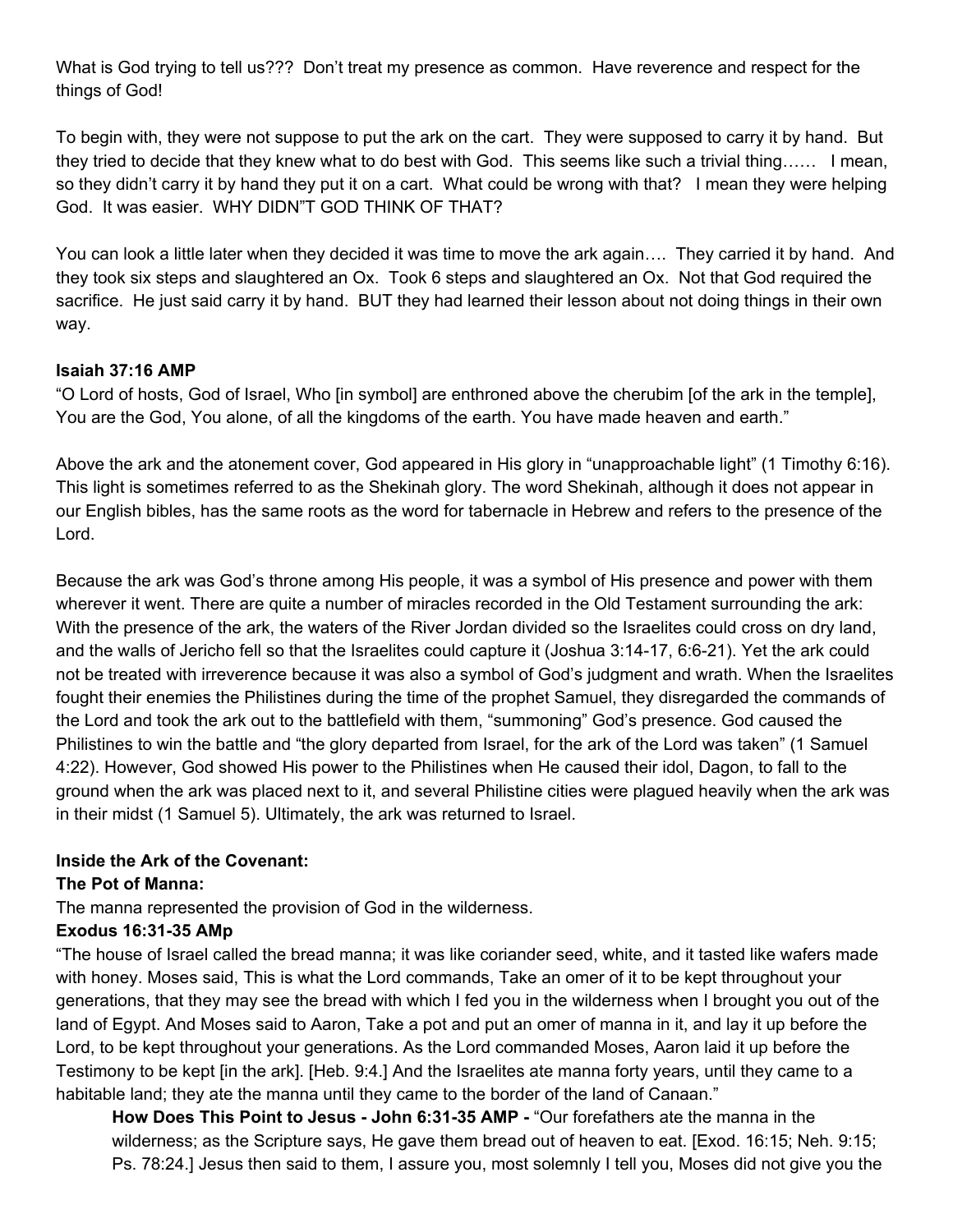What is God trying to tell us??? Don't treat my presence as common. Have reverence and respect for the things of God!

To begin with, they were not suppose to put the ark on the cart. They were supposed to carry it by hand. But they tried to decide that they knew what to do best with God. This seems like such a trivial thing…… I mean, so they didn't carry it by hand they put it on a cart. What could be wrong with that? I mean they were helping God. It was easier. WHY DIDN"T GOD THINK OF THAT?

You can look a little later when they decided it was time to move the ark again…. They carried it by hand. And they took six steps and slaughtered an Ox. Took 6 steps and slaughtered an Ox. Not that God required the sacrifice. He just said carry it by hand. BUT they had learned their lesson about not doing things in their own way.

**Isaiah 37:16 AMP**
"O Lord of hosts, God of Israel, Who [in symbol] are enthroned above the cherubim [of the ark in the temple], You are the God, You alone, of all the kingdoms of the earth. You have made heaven and earth."

Above the ark and the atonement cover, God appeared in His glory in "unapproachable light" (1 Timothy 6:16). This light is sometimes referred to as the Shekinah glory. The word Shekinah, although it does not appear in our English bibles, has the same roots as the word for tabernacle in Hebrew and refers to the presence of the Lord.

Because the ark was God's throne among His people, it was a symbol of His presence and power with them wherever it went. There are quite a number of miracles recorded in the Old Testament surrounding the ark: With the presence of the ark, the waters of the River Jordan divided so the Israelites could cross on dry land, and the walls of Jericho fell so that the Israelites could capture it (Joshua 3:14-17, 6:6-21). Yet the ark could not be treated with irreverence because it was also a symbol of God's judgment and wrath. When the Israelites fought their enemies the Philistines during the time of the prophet Samuel, they disregarded the commands of the Lord and took the ark out to the battlefield with them, "summoning" God's presence. God caused the Philistines to win the battle and "the glory departed from Israel, for the ark of the Lord was taken" (1 Samuel 4:22). However, God showed His power to the Philistines when He caused their idol, Dagon, to fall to the ground when the ark was placed next to it, and several Philistine cities were plagued heavily when the ark was in their midst (1 Samuel 5). Ultimately, the ark was returned to Israel.

**Inside the Ark of the Covenant:**
**The Pot of Manna:**
The manna represented the provision of God in the wilderness.
**Exodus 16:31-35 AMp**
"The house of Israel called the bread manna; it was like coriander seed, white, and it tasted like wafers made with honey. Moses said, This is what the Lord commands, Take an omer of it to be kept throughout your generations, that they may see the bread with which I fed you in the wilderness when I brought you out of the land of Egypt. And Moses said to Aaron, Take a pot and put an omer of manna in it, and lay it up before the Lord, to be kept throughout your generations. As the Lord commanded Moses, Aaron laid it up before the Testimony to be kept [in the ark]. [Heb. 9:4.] And the Israelites ate manna forty years, until they came to a habitable land; they ate the manna until they came to the border of the land of Canaan."

> **How Does This Point to Jesus - John 6:31-35 AMP -** "Our forefathers ate the manna in the wilderness; as the Scripture says, He gave them bread out of heaven to eat. [Exod. 16:15; Neh. 9:15; Ps. 78:24.] Jesus then said to them, I assure you, most solemnly I tell you, Moses did not give you the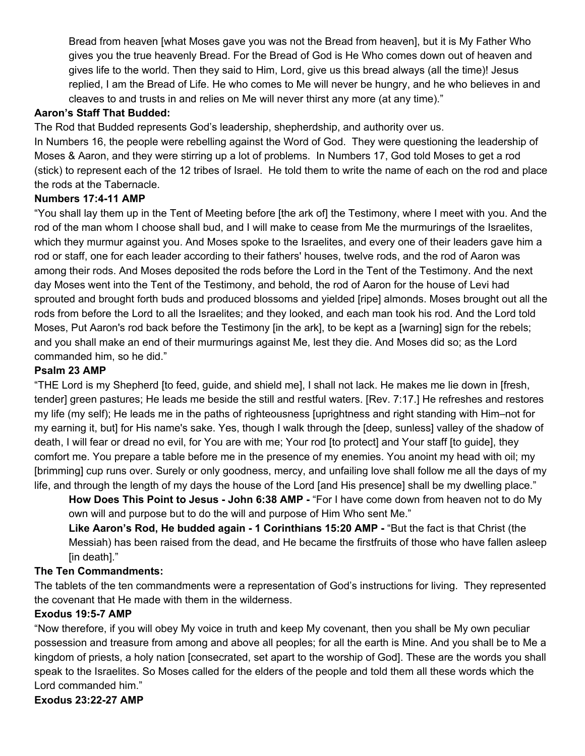> Bread from heaven [what Moses gave you was not the Bread from heaven], but it is My Father Who gives you the true heavenly Bread. For the Bread of God is He Who comes down out of heaven and gives life to the world. Then they said to Him, Lord, give us this bread always (all the time)! Jesus replied, I am the Bread of Life. He who comes to Me will never be hungry, and he who believes in and cleaves to and trusts in and relies on Me will never thirst any more (at any time)."

**Aaron's Staff That Budded:**

The Rod that Budded represents God's leadership, shepherdship, and authority over us.

In Numbers 16, the people were rebelling against the Word of God. They were questioning the leadership of Moses & Aaron, and they were stirring up a lot of problems. In Numbers 17, God told Moses to get a rod (stick) to represent each of the 12 tribes of Israel. He told them to write the name of each on the rod and place the rods at the Tabernacle.

**Numbers 17:4-11 AMP**

"You shall lay them up in the Tent of Meeting before [the ark of] the Testimony, where I meet with you. And the rod of the man whom I choose shall bud, and I will make to cease from Me the murmurings of the Israelites, which they murmur against you. And Moses spoke to the Israelites, and every one of their leaders gave him a rod or staff, one for each leader according to their fathers' houses, twelve rods, and the rod of Aaron was among their rods. And Moses deposited the rods before the Lord in the Tent of the Testimony. And the next day Moses went into the Tent of the Testimony, and behold, the rod of Aaron for the house of Levi had sprouted and brought forth buds and produced blossoms and yielded [ripe] almonds. Moses brought out all the rods from before the Lord to all the Israelites; and they looked, and each man took his rod. And the Lord told Moses, Put Aaron's rod back before the Testimony [in the ark], to be kept as a [warning] sign for the rebels; and you shall make an end of their murmurings against Me, lest they die. And Moses did so; as the Lord commanded him, so he did."

**Psalm 23 AMP**

"THE Lord is my Shepherd [to feed, guide, and shield me], I shall not lack. He makes me lie down in [fresh, tender] green pastures; He leads me beside the still and restful waters. [Rev. 7:17.] He refreshes and restores my life (my self); He leads me in the paths of righteousness [uprightness and right standing with Him–not for my earning it, but] for His name's sake. Yes, though I walk through the [deep, sunless] valley of the shadow of death, I will fear or dread no evil, for You are with me; Your rod [to protect] and Your staff [to guide], they comfort me. You prepare a table before me in the presence of my enemies. You anoint my head with oil; my [brimming] cup runs over. Surely or only goodness, mercy, and unfailing love shall follow me all the days of my life, and through the length of my days the house of the Lord [and His presence] shall be my dwelling place."

> **How Does This Point to Jesus - John 6:38 AMP -** "For I have come down from heaven not to do My own will and purpose but to do the will and purpose of Him Who sent Me."
>
> **Like Aaron's Rod, He budded again - 1 Corinthians 15:20 AMP -** "But the fact is that Christ (the Messiah) has been raised from the dead, and He became the firstfruits of those who have fallen asleep [in death]."

**The Ten Commandments:**

The tablets of the ten commandments were a representation of God's instructions for living. They represented the covenant that He made with them in the wilderness.

**Exodus 19:5-7 AMP**

"Now therefore, if you will obey My voice in truth and keep My covenant, then you shall be My own peculiar possession and treasure from among and above all peoples; for all the earth is Mine. And you shall be to Me a kingdom of priests, a holy nation [consecrated, set apart to the worship of God]. These are the words you shall speak to the Israelites. So Moses called for the elders of the people and told them all these words which the Lord commanded him."

**Exodus 23:22-27 AMP**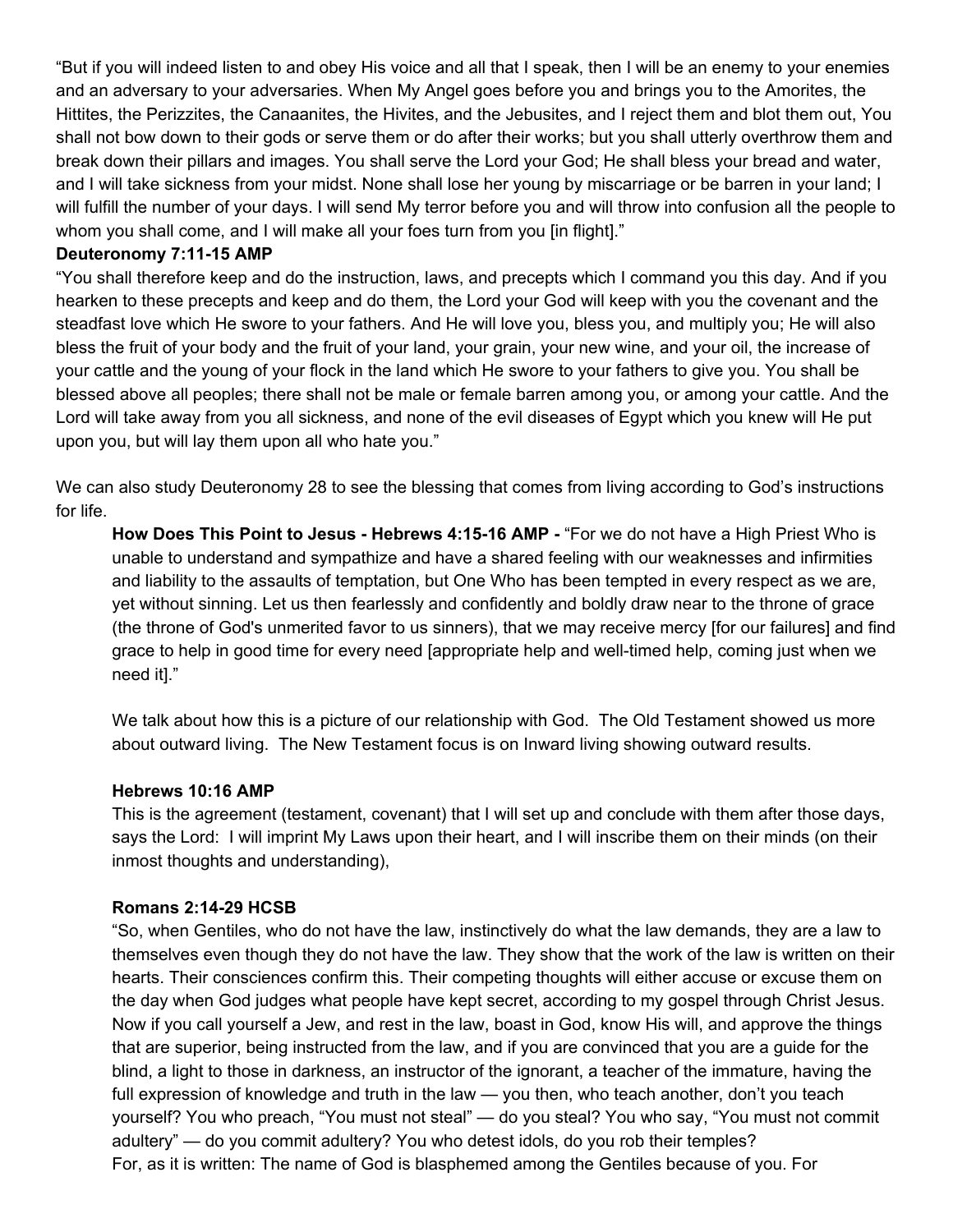"But if you will indeed listen to and obey His voice and all that I speak, then I will be an enemy to your enemies and an adversary to your adversaries. When My Angel goes before you and brings you to the Amorites, the Hittites, the Perizzites, the Canaanites, the Hivites, and the Jebusites, and I reject them and blot them out, You shall not bow down to their gods or serve them or do after their works; but you shall utterly overthrow them and break down their pillars and images. You shall serve the Lord your God; He shall bless your bread and water, and I will take sickness from your midst. None shall lose her young by miscarriage or be barren in your land; I will fulfill the number of your days. I will send My terror before you and will throw into confusion all the people to whom you shall come, and I will make all your foes turn from you [in flight]."

**Deuteronomy 7:11-15 AMP**

"You shall therefore keep and do the instruction, laws, and precepts which I command you this day. And if you hearken to these precepts and keep and do them, the Lord your God will keep with you the covenant and the steadfast love which He swore to your fathers. And He will love you, bless you, and multiply you; He will also bless the fruit of your body and the fruit of your land, your grain, your new wine, and your oil, the increase of your cattle and the young of your flock in the land which He swore to your fathers to give you. You shall be blessed above all peoples; there shall not be male or female barren among you, or among your cattle. And the Lord will take away from you all sickness, and none of the evil diseases of Egypt which you knew will He put upon you, but will lay them upon all who hate you."

We can also study Deuteronomy 28 to see the blessing that comes from living according to God's instructions for life.

**How Does This Point to Jesus - Hebrews 4:15-16 AMP -** "For we do not have a High Priest Who is unable to understand and sympathize and have a shared feeling with our weaknesses and infirmities and liability to the assaults of temptation, but One Who has been tempted in every respect as we are, yet without sinning. Let us then fearlessly and confidently and boldly draw near to the throne of grace (the throne of God's unmerited favor to us sinners), that we may receive mercy [for our failures] and find grace to help in good time for every need [appropriate help and well-timed help, coming just when we need it]."

We talk about how this is a picture of our relationship with God. The Old Testament showed us more about outward living. The New Testament focus is on Inward living showing outward results.

**Hebrews 10:16 AMP**

This is the agreement (testament, covenant) that I will set up and conclude with them after those days, says the Lord: I will imprint My Laws upon their heart, and I will inscribe them on their minds (on their inmost thoughts and understanding),

**Romans 2:14-29 HCSB**

"So, when Gentiles, who do not have the law, instinctively do what the law demands, they are a law to themselves even though they do not have the law. They show that the work of the law is written on their hearts. Their consciences confirm this. Their competing thoughts will either accuse or excuse them on the day when God judges what people have kept secret, according to my gospel through Christ Jesus. Now if you call yourself a Jew, and rest in the law, boast in God, know His will, and approve the things that are superior, being instructed from the law, and if you are convinced that you are a guide for the blind, a light to those in darkness, an instructor of the ignorant, a teacher of the immature, having the full expression of knowledge and truth in the law — you then, who teach another, don't you teach yourself? You who preach, "You must not steal" — do you steal? You who say, "You must not commit adultery" — do you commit adultery? You who detest idols, do you rob their temples?
For, as it is written: The name of God is blasphemed among the Gentiles because of you. For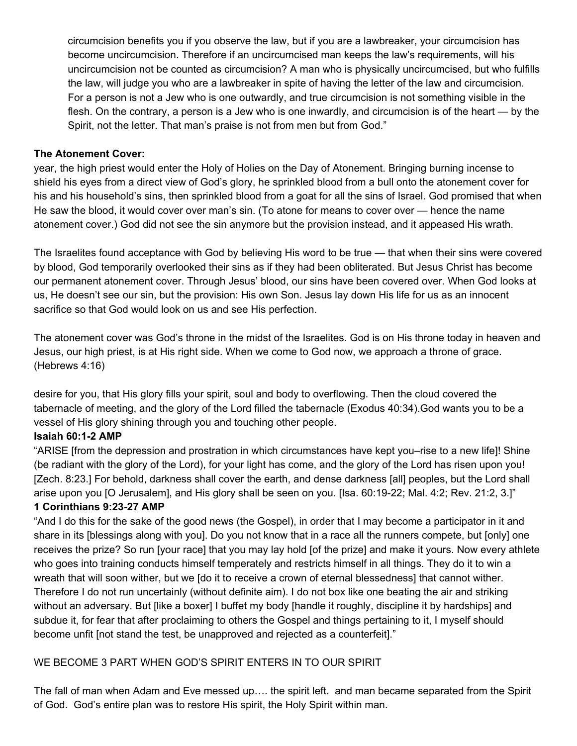circumcision benefits you if you observe the law, but if you are a lawbreaker, your circumcision has become uncircumcision. Therefore if an uncircumcised man keeps the law's requirements, will his uncircumcision not be counted as circumcision? A man who is physically uncircumcised, but who fulfills the law, will judge you who are a lawbreaker in spite of having the letter of the law and circumcision. For a person is not a Jew who is one outwardly, and true circumcision is not something visible in the flesh. On the contrary, a person is a Jew who is one inwardly, and circumcision is of the heart — by the Spirit, not the letter. That man's praise is not from men but from God."

**The Atonement Cover:**

year, the high priest would enter the Holy of Holies on the Day of Atonement. Bringing burning incense to shield his eyes from a direct view of God's glory, he sprinkled blood from a bull onto the atonement cover for his and his household's sins, then sprinkled blood from a goat for all the sins of Israel. God promised that when He saw the blood, it would cover over man's sin. (To atone for means to cover over — hence the name atonement cover.) God did not see the sin anymore but the provision instead, and it appeased His wrath.

The Israelites found acceptance with God by believing His word to be true — that when their sins were covered by blood, God temporarily overlooked their sins as if they had been obliterated. But Jesus Christ has become our permanent atonement cover. Through Jesus' blood, our sins have been covered over. When God looks at us, He doesn't see our sin, but the provision: His own Son. Jesus lay down His life for us as an innocent sacrifice so that God would look on us and see His perfection.

The atonement cover was God's throne in the midst of the Israelites. God is on His throne today in heaven and Jesus, our high priest, is at His right side. When we come to God now, we approach a throne of grace. (Hebrews 4:16)

desire for you, that His glory fills your spirit, soul and body to overflowing. Then the cloud covered the tabernacle of meeting, and the glory of the Lord filled the tabernacle (Exodus 40:34).God wants you to be a vessel of His glory shining through you and touching other people.

**Isaiah 60:1-2 AMP**

"ARISE [from the depression and prostration in which circumstances have kept you–rise to a new life]! Shine (be radiant with the glory of the Lord), for your light has come, and the glory of the Lord has risen upon you! [Zech. 8:23.] For behold, darkness shall cover the earth, and dense darkness [all] peoples, but the Lord shall arise upon you [O Jerusalem], and His glory shall be seen on you. [Isa. 60:19-22; Mal. 4:2; Rev. 21:2, 3.]"

**1 Corinthians 9:23-27 AMP**

"And I do this for the sake of the good news (the Gospel), in order that I may become a participator in it and share in its [blessings along with you]. Do you not know that in a race all the runners compete, but [only] one receives the prize? So run [your race] that you may lay hold [of the prize] and make it yours. Now every athlete who goes into training conducts himself temperately and restricts himself in all things. They do it to win a wreath that will soon wither, but we [do it to receive a crown of eternal blessedness] that cannot wither. Therefore I do not run uncertainly (without definite aim). I do not box like one beating the air and striking without an adversary. But [like a boxer] I buffet my body [handle it roughly, discipline it by hardships] and subdue it, for fear that after proclaiming to others the Gospel and things pertaining to it, I myself should become unfit [not stand the test, be unapproved and rejected as a counterfeit]."

WE BECOME 3 PART WHEN GOD'S SPIRIT ENTERS IN TO OUR SPIRIT

The fall of man when Adam and Eve messed up…. the spirit left. and man became separated from the Spirit of God. God's entire plan was to restore His spirit, the Holy Spirit within man.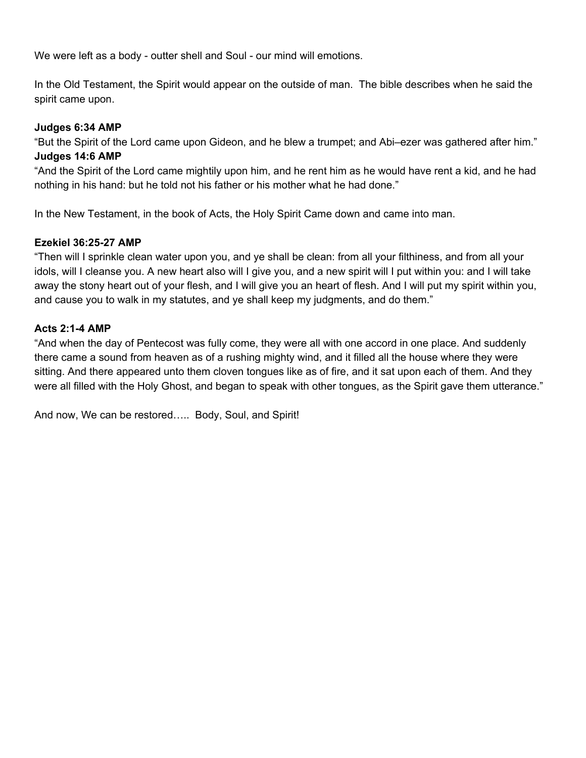We were left as a body - outter shell and Soul - our mind will emotions.

In the Old Testament, the Spirit would appear on the outside of man. The bible describes when he said the spirit came upon.

**Judges 6:34 AMP**
“But the Spirit of the Lord came upon Gideon, and he blew a trumpet; and Abi–ezer was gathered after him.”
**Judges 14:6 AMP**
“And the Spirit of the Lord came mightily upon him, and he rent him as he would have rent a kid, and he had nothing in his hand: but he told not his father or his mother what he had done.”

In the New Testament, in the book of Acts, the Holy Spirit Came down and came into man.

**Ezekiel 36:25-27 AMP**
“Then will I sprinkle clean water upon you, and ye shall be clean: from all your filthiness, and from all your idols, will I cleanse you. A new heart also will I give you, and a new spirit will I put within you: and I will take away the stony heart out of your flesh, and I will give you an heart of flesh. And I will put my spirit within you, and cause you to walk in my statutes, and ye shall keep my judgments, and do them.”

**Acts 2:1-4 AMP**
“And when the day of Pentecost was fully come, they were all with one accord in one place. And suddenly there came a sound from heaven as of a rushing mighty wind, and it filled all the house where they were sitting. And there appeared unto them cloven tongues like as of fire, and it sat upon each of them. And they were all filled with the Holy Ghost, and began to speak with other tongues, as the Spirit gave them utterance.”

And now, We can be restored….. Body, Soul, and Spirit!